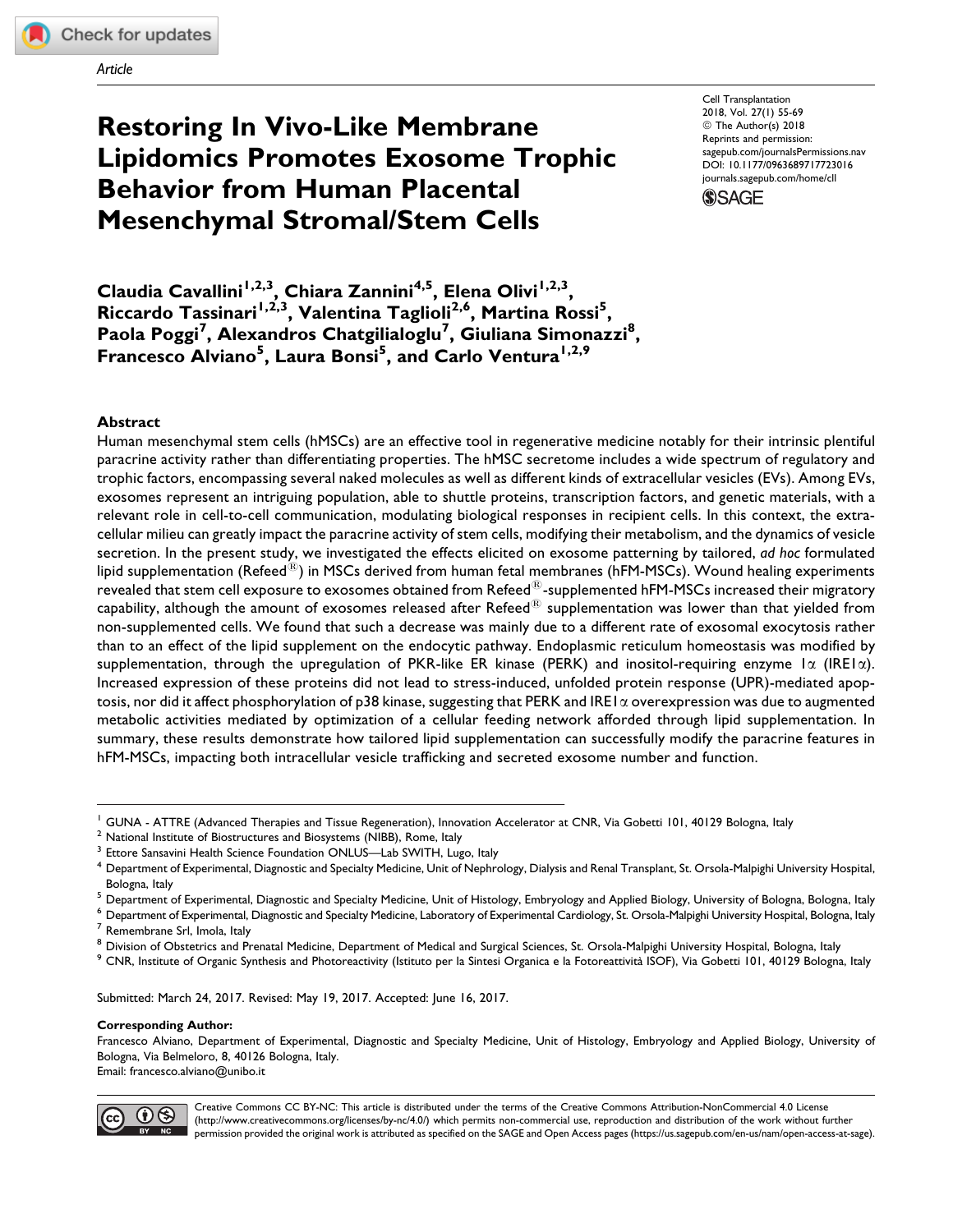*Article*

# Restoring In Vivo-Like Membrane Lipidomics Promotes Exosome Trophic Behavior from Human Placental Mesenchymal Stromal/Stem Cells

Cell Transplantation
2018, Vol. 27(1) 55-69
© The Author(s) 2018
Reprints and permission: sagepub.com/journalsPermissions.nav
DOI: 10.1177/0963689717723016
journals.sagepub.com/home/cll

**Claudia Cavallini[1,2,3], Chiara Zannini[4,5], Elena Olivi[1,2,3], Riccardo Tassinari[1,2,3], Valentina Taglioli[2,6], Martina Rossi[5], Paola Poggi[7], Alexandros Chatgilialoglu[7], Giuliana Simonazzi[8], Francesco Alviano[5], Laura Bonsi[5], and Carlo Ventura[1,2,9]**

## Abstract

Human mesenchymal stem cells (hMSCs) are an effective tool in regenerative medicine notably for their intrinsic plentiful paracrine activity rather than differentiating properties. The hMSC secretome includes a wide spectrum of regulatory and trophic factors, encompassing several naked molecules as well as different kinds of extracellular vesicles (EVs). Among EVs, exosomes represent an intriguing population, able to shuttle proteins, transcription factors, and genetic materials, with a relevant role in cell-to-cell communication, modulating biological responses in recipient cells. In this context, the extracellular milieu can greatly impact the paracrine activity of stem cells, modifying their metabolism, and the dynamics of vesicle secretion. In the present study, we investigated the effects elicited on exosome patterning by tailored, *ad hoc* formulated lipid supplementation (Refeed®) in MSCs derived from human fetal membranes (hFM-MSCs). Wound healing experiments revealed that stem cell exposure to exosomes obtained from Refeed®-supplemented hFM-MSCs increased their migratory capability, although the amount of exosomes released after Refeed® supplementation was lower than that yielded from non-supplemented cells. We found that such a decrease was mainly due to a different rate of exosomal exocytosis rather than to an effect of the lipid supplement on the endocytic pathway. Endoplasmic reticulum homeostasis was modified by supplementation, through the upregulation of PKR-like ER kinase (PERK) and inositol-requiring enzyme 1α (IRE1α). Increased expression of these proteins did not lead to stress-induced, unfolded protein response (UPR)-mediated apoptosis, nor did it affect phosphorylation of p38 kinase, suggesting that PERK and IRE1α overexpression was due to augmented metabolic activities mediated by optimization of a cellular feeding network afforded through lipid supplementation. In summary, these results demonstrate how tailored lipid supplementation can successfully modify the paracrine features in hFM-MSCs, impacting both intracellular vesicle trafficking and secreted exosome number and function.

---

[1] GUNA - ATTRE (Advanced Therapies and Tissue Regeneration), Innovation Accelerator at CNR, Via Gobetti 101, 40129 Bologna, Italy
[2] National Institute of Biostructures and Biosystems (NIBB), Rome, Italy
[3] Ettore Sansavini Health Science Foundation ONLUS—Lab SWITH, Lugo, Italy
[4] Department of Experimental, Diagnostic and Specialty Medicine, Unit of Nephrology, Dialysis and Renal Transplant, St. Orsola-Malpighi University Hospital, Bologna, Italy
[5] Department of Experimental, Diagnostic and Specialty Medicine, Unit of Histology, Embryology and Applied Biology, University of Bologna, Bologna, Italy
[6] Department of Experimental, Diagnostic and Specialty Medicine, Laboratory of Experimental Cardiology, St. Orsola-Malpighi University Hospital, Bologna, Italy
[7] Remembrane Srl, Imola, Italy
[8] Division of Obstetrics and Prenatal Medicine, Department of Medical and Surgical Sciences, St. Orsola-Malpighi University Hospital, Bologna, Italy
[9] CNR, Institute of Organic Synthesis and Photoreactivity (Istituto per la Sintesi Organica e la Fotoreattività ISOF), Via Gobetti 101, 40129 Bologna, Italy

Submitted: March 24, 2017. Revised: May 19, 2017. Accepted: June 16, 2017.

**Corresponding Author:**
Francesco Alviano, Department of Experimental, Diagnostic and Specialty Medicine, Unit of Histology, Embryology and Applied Biology, University of Bologna, Via Belmeloro, 8, 40126 Bologna, Italy.
Email: francesco.alviano@unibo.it

Creative Commons CC BY-NC: This article is distributed under the terms of the Creative Commons Attribution-NonCommercial 4.0 License (http://www.creativecommons.org/licenses/by-nc/4.0/) which permits non-commercial use, reproduction and distribution of the work without further permission provided the original work is attributed as specified on the SAGE and Open Access pages (https://us.sagepub.com/en-us/nam/open-access-at-sage).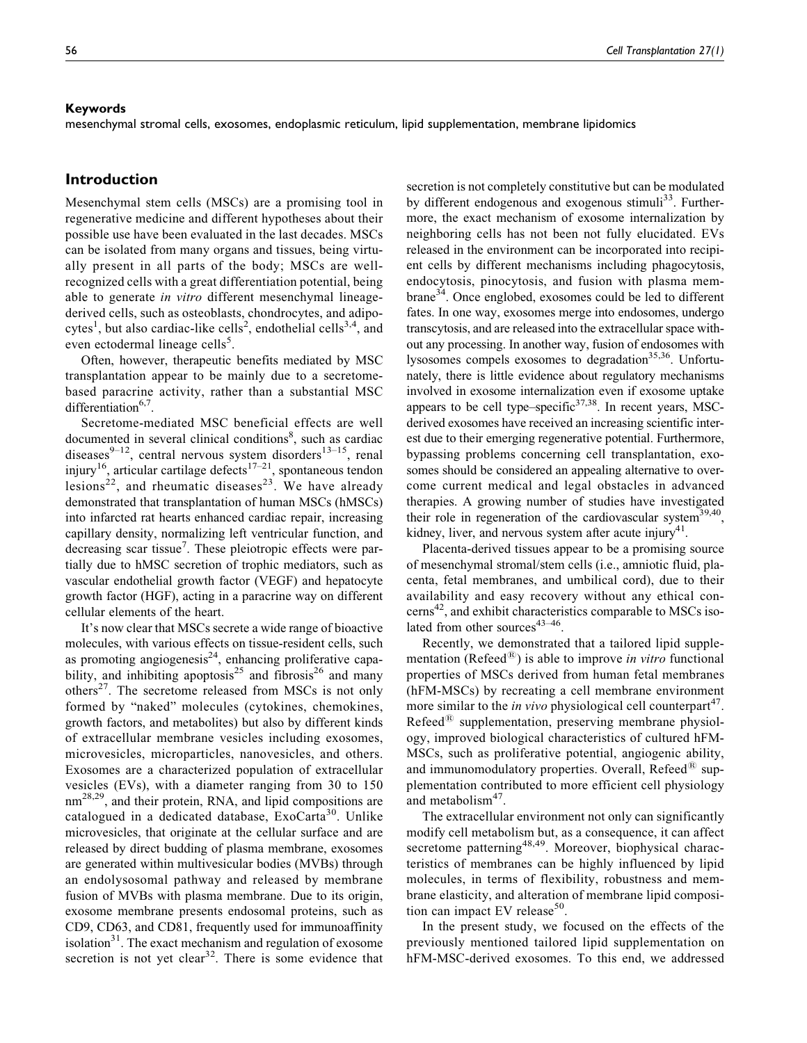## Keywords

mesenchymal stromal cells, exosomes, endoplasmic reticulum, lipid supplementation, membrane lipidomics

## Introduction

Mesenchymal stem cells (MSCs) are a promising tool in regenerative medicine and different hypotheses about their possible use have been evaluated in the last decades. MSCs can be isolated from many organs and tissues, being virtually present in all parts of the body; MSCs are well-recognized cells with a great differentiation potential, being able to generate *in vitro* different mesenchymal lineage-derived cells, such as osteoblasts, chondrocytes, and adipocytes[1], but also cardiac-like cells[2], endothelial cells[3,4], and even ectodermal lineage cells[5].

Often, however, therapeutic benefits mediated by MSC transplantation appear to be mainly due to a secretome-based paracrine activity, rather than a substantial MSC differentiation[6,7].

Secretome-mediated MSC beneficial effects are well documented in several clinical conditions[8], such as cardiac diseases[9–12], central nervous system disorders[13–15], renal injury[16], articular cartilage defects[17–21], spontaneous tendon lesions[22], and rheumatic diseases[23]. We have already demonstrated that transplantation of human MSCs (hMSCs) into infarcted rat hearts enhanced cardiac repair, increasing capillary density, normalizing left ventricular function, and decreasing scar tissue[7]. These pleiotropic effects were partially due to hMSC secretion of trophic mediators, such as vascular endothelial growth factor (VEGF) and hepatocyte growth factor (HGF), acting in a paracrine way on different cellular elements of the heart.

It's now clear that MSCs secrete a wide range of bioactive molecules, with various effects on tissue-resident cells, such as promoting angiogenesis[24], enhancing proliferative capability, and inhibiting apoptosis[25] and fibrosis[26] and many others[27]. The secretome released from MSCs is not only formed by "naked" molecules (cytokines, chemokines, growth factors, and metabolites) but also by different kinds of extracellular membrane vesicles including exosomes, microvesicles, microparticles, nanovesicles, and others. Exosomes are a characterized population of extracellular vesicles (EVs), with a diameter ranging from 30 to 150 nm[28,29], and their protein, RNA, and lipid compositions are catalogued in a dedicated database, ExoCarta[30]. Unlike microvesicles, that originate at the cellular surface and are released by direct budding of plasma membrane, exosomes are generated within multivesicular bodies (MVBs) through an endolysosomal pathway and released by membrane fusion of MVBs with plasma membrane. Due to its origin, exosome membrane presents endosomal proteins, such as CD9, CD63, and CD81, frequently used for immunoaffinity isolation[31]. The exact mechanism and regulation of exosome secretion is not yet clear[32]. There is some evidence that secretion is not completely constitutive but can be modulated by different endogenous and exogenous stimuli[33]. Furthermore, the exact mechanism of exosome internalization by neighboring cells has not been not fully elucidated. EVs released in the environment can be incorporated into recipient cells by different mechanisms including phagocytosis, endocytosis, pinocytosis, and fusion with plasma membrane[34]. Once englobed, exosomes could be led to different fates. In one way, exosomes merge into endosomes, undergo transcytosis, and are released into the extracellular space without any processing. In another way, fusion of endosomes with lysosomes compels exosomes to degradation[35,36]. Unfortunately, there is little evidence about regulatory mechanisms involved in exosome internalization even if exosome uptake appears to be cell type–specific[37,38]. In recent years, MSC-derived exosomes have received an increasing scientific interest due to their emerging regenerative potential. Furthermore, bypassing problems concerning cell transplantation, exosomes should be considered an appealing alternative to overcome current medical and legal obstacles in advanced therapies. A growing number of studies have investigated their role in regeneration of the cardiovascular system[39,40], kidney, liver, and nervous system after acute injury[41].

Placenta-derived tissues appear to be a promising source of mesenchymal stromal/stem cells (i.e., amniotic fluid, placenta, fetal membranes, and umbilical cord), due to their availability and easy recovery without any ethical concerns[42], and exhibit characteristics comparable to MSCs isolated from other sources[43–46].

Recently, we demonstrated that a tailored lipid supplementation (Refeed®) is able to improve *in vitro* functional properties of MSCs derived from human fetal membranes (hFM-MSCs) by recreating a cell membrane environment more similar to the *in vivo* physiological cell counterpart[47]. Refeed® supplementation, preserving membrane physiology, improved biological characteristics of cultured hFM-MSCs, such as proliferative potential, angiogenic ability, and immunomodulatory properties. Overall, Refeed® supplementation contributed to more efficient cell physiology and metabolism[47].

The extracellular environment not only can significantly modify cell metabolism but, as a consequence, it can affect secretome patterning[48,49]. Moreover, biophysical characteristics of membranes can be highly influenced by lipid molecules, in terms of flexibility, robustness and membrane elasticity, and alteration of membrane lipid composition can impact EV release[50].

In the present study, we focused on the effects of the previously mentioned tailored lipid supplementation on hFM-MSC-derived exosomes. To this end, we addressed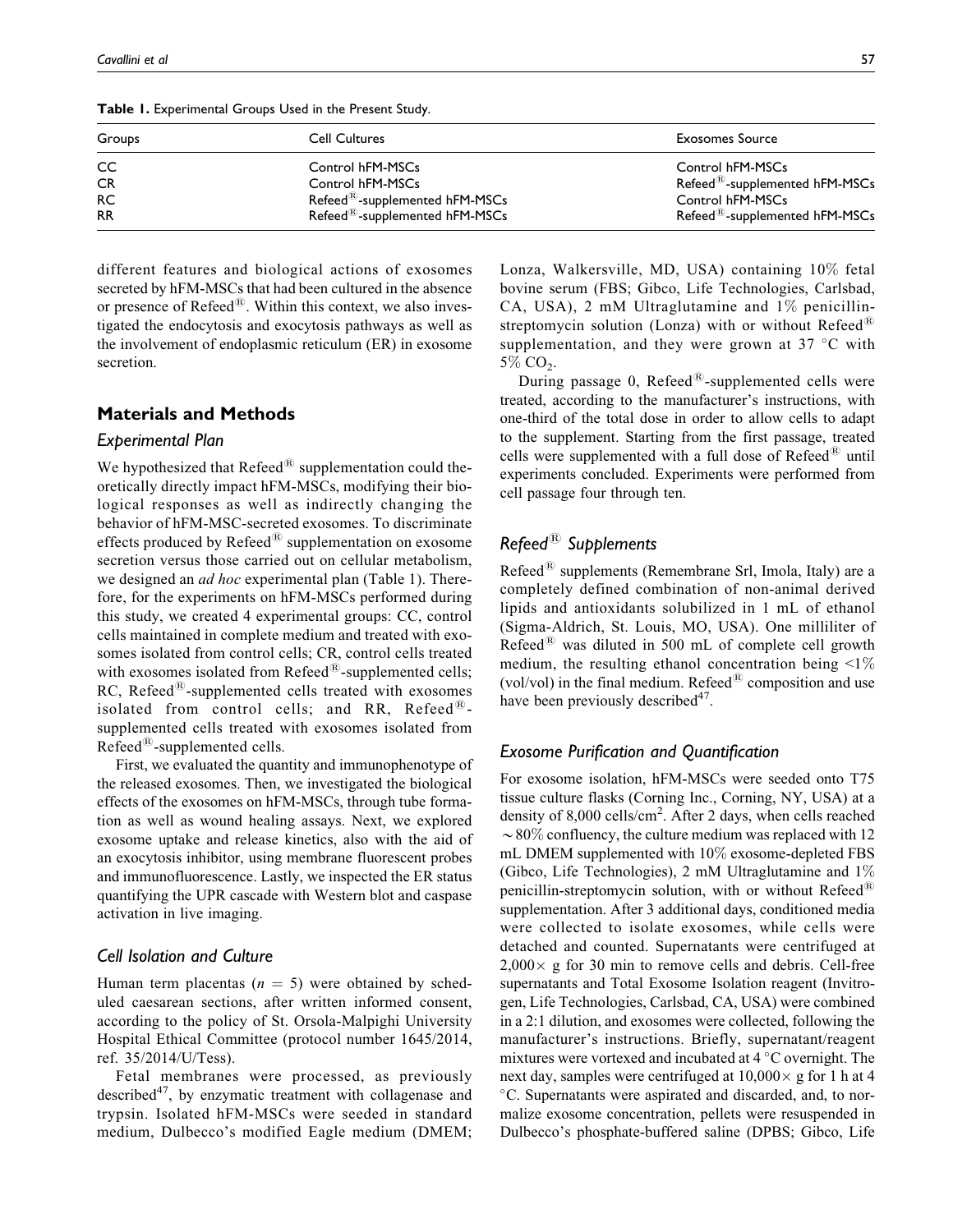**Table 1.** Experimental Groups Used in the Present Study.

| Groups | Cell Cultures | Exosomes Source |
|---|---|---|
| CC | Control hFM-MSCs | Control hFM-MSCs |
| CR | Control hFM-MSCs | Refeed®-supplemented hFM-MSCs |
| RC | Refeed®-supplemented hFM-MSCs | Control hFM-MSCs |
| RR | Refeed®-supplemented hFM-MSCs | Refeed®-supplemented hFM-MSCs |

different features and biological actions of exosomes secreted by hFM-MSCs that had been cultured in the absence or presence of Refeed®. Within this context, we also investigated the endocytosis and exocytosis pathways as well as the involvement of endoplasmic reticulum (ER) in exosome secretion.

## Materials and Methods

### Experimental Plan

We hypothesized that Refeed® supplementation could theoretically directly impact hFM-MSCs, modifying their biological responses as well as indirectly changing the behavior of hFM-MSC-secreted exosomes. To discriminate effects produced by Refeed® supplementation on exosome secretion versus those carried out on cellular metabolism, we designed an *ad hoc* experimental plan (Table 1). Therefore, for the experiments on hFM-MSCs performed during this study, we created 4 experimental groups: CC, control cells maintained in complete medium and treated with exosomes isolated from control cells; CR, control cells treated with exosomes isolated from Refeed®-supplemented cells; RC, Refeed®-supplemented cells treated with exosomes isolated from control cells; and RR, Refeed®-supplemented cells treated with exosomes isolated from Refeed®-supplemented cells.

First, we evaluated the quantity and immunophenotype of the released exosomes. Then, we investigated the biological effects of the exosomes on hFM-MSCs, through tube formation as well as wound healing assays. Next, we explored exosome uptake and release kinetics, also with the aid of an exocytosis inhibitor, using membrane fluorescent probes and immunofluorescence. Lastly, we inspected the ER status quantifying the UPR cascade with Western blot and caspase activation in live imaging.

### Cell Isolation and Culture

Human term placentas ($n = 5$) were obtained by scheduled caesarean sections, after written informed consent, according to the policy of St. Orsola-Malpighi University Hospital Ethical Committee (protocol number 1645/2014, ref. 35/2014/U/Tess).

Fetal membranes were processed, as previously described[47], by enzymatic treatment with collagenase and trypsin. Isolated hFM-MSCs were seeded in standard medium, Dulbecco's modified Eagle medium (DMEM; Lonza, Walkersville, MD, USA) containing 10% fetal bovine serum (FBS; Gibco, Life Technologies, Carlsbad, CA, USA), 2 mM Ultraglutamine and 1% penicillin-streptomycin solution (Lonza) with or without Refeed® supplementation, and they were grown at 37 °C with 5% $CO_2$.

During passage 0, Refeed®-supplemented cells were treated, according to the manufacturer's instructions, with one-third of the total dose in order to allow cells to adapt to the supplement. Starting from the first passage, treated cells were supplemented with a full dose of Refeed® until experiments concluded. Experiments were performed from cell passage four through ten.

### Refeed® Supplements

Refeed® supplements (Remembrane Srl, Imola, Italy) are a completely defined combination of non-animal derived lipids and antioxidants solubilized in 1 mL of ethanol (Sigma-Aldrich, St. Louis, MO, USA). One milliliter of Refeed® was diluted in 500 mL of complete cell growth medium, the resulting ethanol concentration being <1% (vol/vol) in the final medium. Refeed® composition and use have been previously described[47].

### Exosome Purification and Quantification

For exosome isolation, hFM-MSCs were seeded onto T75 tissue culture flasks (Corning Inc., Corning, NY, USA) at a density of 8,000 cells/cm$^2$. After 2 days, when cells reached ~80% confluency, the culture medium was replaced with 12 mL DMEM supplemented with 10% exosome-depleted FBS (Gibco, Life Technologies), 2 mM Ultraglutamine and 1% penicillin-streptomycin solution, with or without Refeed® supplementation. After 3 additional days, conditioned media were collected to isolate exosomes, while cells were detached and counted. Supernatants were centrifuged at 2,000× g for 30 min to remove cells and debris. Cell-free supernatants and Total Exosome Isolation reagent (Invitrogen, Life Technologies, Carlsbad, CA, USA) were combined in a 2:1 dilution, and exosomes were collected, following the manufacturer's instructions. Briefly, supernatant/reagent mixtures were vortexed and incubated at 4 °C overnight. The next day, samples were centrifuged at 10,000× g for 1 h at 4 °C. Supernatants were aspirated and discarded, and, to normalize exosome concentration, pellets were resuspended in Dulbecco's phosphate-buffered saline (DPBS; Gibco, Life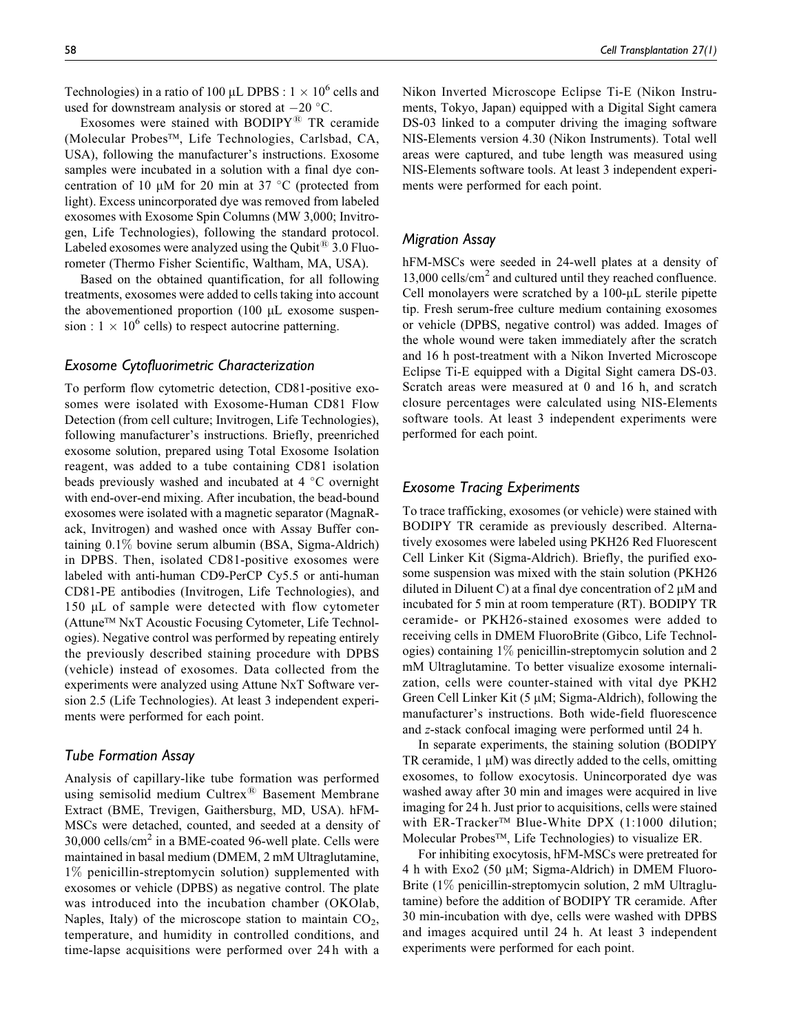Technologies) in a ratio of 100 μL DPBS : $1 \times 10^6$ cells and used for downstream analysis or stored at −20 °C.

Exosomes were stained with BODIPY® TR ceramide (Molecular Probes™, Life Technologies, Carlsbad, CA, USA), following the manufacturer's instructions. Exosome samples were incubated in a solution with a final dye concentration of 10 μM for 20 min at 37 °C (protected from light). Excess unincorporated dye was removed from labeled exosomes with Exosome Spin Columns (MW 3,000; Invitrogen, Life Technologies), following the standard protocol. Labeled exosomes were analyzed using the Qubit® 3.0 Fluorometer (Thermo Fisher Scientific, Waltham, MA, USA).

Based on the obtained quantification, for all following treatments, exosomes were added to cells taking into account the abovementioned proportion (100 μL exosome suspension : $1 \times 10^6$ cells) to respect autocrine patterning.

### *Exosome Cytofluorimetric Characterization*

To perform flow cytometric detection, CD81-positive exosomes were isolated with Exosome-Human CD81 Flow Detection (from cell culture; Invitrogen, Life Technologies), following manufacturer's instructions. Briefly, preenriched exosome solution, prepared using Total Exosome Isolation reagent, was added to a tube containing CD81 isolation beads previously washed and incubated at 4 °C overnight with end-over-end mixing. After incubation, the bead-bound exosomes were isolated with a magnetic separator (MagnaRack, Invitrogen) and washed once with Assay Buffer containing 0.1% bovine serum albumin (BSA, Sigma-Aldrich) in DPBS. Then, isolated CD81-positive exosomes were labeled with anti-human CD9-PerCP Cy5.5 or anti-human CD81-PE antibodies (Invitrogen, Life Technologies), and 150 μL of sample were detected with flow cytometer (Attune™ NxT Acoustic Focusing Cytometer, Life Technologies). Negative control was performed by repeating entirely the previously described staining procedure with DPBS (vehicle) instead of exosomes. Data collected from the experiments were analyzed using Attune NxT Software version 2.5 (Life Technologies). At least 3 independent experiments were performed for each point.

### *Tube Formation Assay*

Analysis of capillary-like tube formation was performed using semisolid medium Cultrex® Basement Membrane Extract (BME, Trevigen, Gaithersburg, MD, USA). hFM-MSCs were detached, counted, and seeded at a density of 30,000 cells/cm² in a BME-coated 96-well plate. Cells were maintained in basal medium (DMEM, 2 mM Ultraglutamine, 1% penicillin-streptomycin solution) supplemented with exosomes or vehicle (DPBS) as negative control. The plate was introduced into the incubation chamber (OKOlab, Naples, Italy) of the microscope station to maintain $CO_2$, temperature, and humidity in controlled conditions, and time-lapse acquisitions were performed over 24 h with a Nikon Inverted Microscope Eclipse Ti-E (Nikon Instruments, Tokyo, Japan) equipped with a Digital Sight camera DS-03 linked to a computer driving the imaging software NIS-Elements version 4.30 (Nikon Instruments). Total well areas were captured, and tube length was measured using NIS-Elements software tools. At least 3 independent experiments were performed for each point.

### *Migration Assay*

hFM-MSCs were seeded in 24-well plates at a density of 13,000 cells/cm² and cultured until they reached confluence. Cell monolayers were scratched by a 100-μL sterile pipette tip. Fresh serum-free culture medium containing exosomes or vehicle (DPBS, negative control) was added. Images of the whole wound were taken immediately after the scratch and 16 h post-treatment with a Nikon Inverted Microscope Eclipse Ti-E equipped with a Digital Sight camera DS-03. Scratch areas were measured at 0 and 16 h, and scratch closure percentages were calculated using NIS-Elements software tools. At least 3 independent experiments were performed for each point.

### *Exosome Tracing Experiments*

To trace trafficking, exosomes (or vehicle) were stained with BODIPY TR ceramide as previously described. Alternatively exosomes were labeled using PKH26 Red Fluorescent Cell Linker Kit (Sigma-Aldrich). Briefly, the purified exosome suspension was mixed with the stain solution (PKH26 diluted in Diluent C) at a final dye concentration of 2 μM and incubated for 5 min at room temperature (RT). BODIPY TR ceramide- or PKH26-stained exosomes were added to receiving cells in DMEM FluoroBrite (Gibco, Life Technologies) containing 1% penicillin-streptomycin solution and 2 mM Ultraglutamine. To better visualize exosome internalization, cells were counter-stained with vital dye PKH2 Green Cell Linker Kit (5 μM; Sigma-Aldrich), following the manufacturer's instructions. Both wide-field fluorescence and *z*-stack confocal imaging were performed until 24 h.

In separate experiments, the staining solution (BODIPY TR ceramide, 1 μM) was directly added to the cells, omitting exosomes, to follow exocytosis. Unincorporated dye was washed away after 30 min and images were acquired in live imaging for 24 h. Just prior to acquisitions, cells were stained with ER-Tracker™ Blue-White DPX (1:1000 dilution; Molecular Probes™, Life Technologies) to visualize ER.

For inhibiting exocytosis, hFM-MSCs were pretreated for 4 h with Exo2 (50 μM; Sigma-Aldrich) in DMEM FluoroBrite (1% penicillin-streptomycin solution, 2 mM Ultraglutamine) before the addition of BODIPY TR ceramide. After 30 min-incubation with dye, cells were washed with DPBS and images acquired until 24 h. At least 3 independent experiments were performed for each point.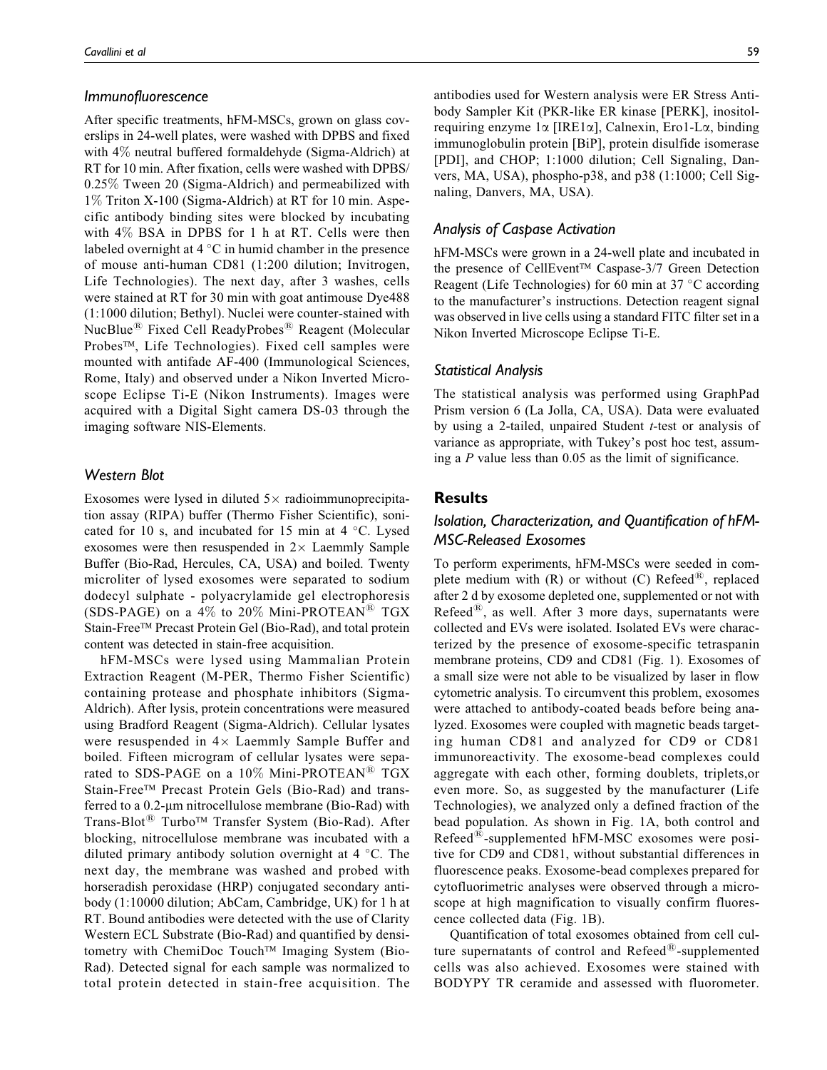### *Immunofluorescence*

After specific treatments, hFM-MSCs, grown on glass coverslips in 24-well plates, were washed with DPBS and fixed with 4% neutral buffered formaldehyde (Sigma-Aldrich) at RT for 10 min. After fixation, cells were washed with DPBS/0.25% Tween 20 (Sigma-Aldrich) and permeabilized with 1% Triton X-100 (Sigma-Aldrich) at RT for 10 min. Aspecific antibody binding sites were blocked by incubating with 4% BSA in DPBS for 1 h at RT. Cells were then labeled overnight at 4 °C in humid chamber in the presence of mouse anti-human CD81 (1:200 dilution; Invitrogen, Life Technologies). The next day, after 3 washes, cells were stained at RT for 30 min with goat antimouse Dye488 (1:1000 dilution; Bethyl). Nuclei were counter-stained with NucBlue® Fixed Cell ReadyProbes® Reagent (Molecular Probes™, Life Technologies). Fixed cell samples were mounted with antifade AF-400 (Immunological Sciences, Rome, Italy) and observed under a Nikon Inverted Microscope Eclipse Ti-E (Nikon Instruments). Images were acquired with a Digital Sight camera DS-03 through the imaging software NIS-Elements.

### *Western Blot*

Exosomes were lysed in diluted 5× radioimmunoprecipitation assay (RIPA) buffer (Thermo Fisher Scientific), sonicated for 10 s, and incubated for 15 min at 4 °C. Lysed exosomes were then resuspended in 2× Laemmly Sample Buffer (Bio-Rad, Hercules, CA, USA) and boiled. Twenty microliter of lysed exosomes were separated to sodium dodecyl sulphate - polyacrylamide gel electrophoresis (SDS-PAGE) on a 4% to 20% Mini-PROTEAN® TGX Stain-Free™ Precast Protein Gel (Bio-Rad), and total protein content was detected in stain-free acquisition.

hFM-MSCs were lysed using Mammalian Protein Extraction Reagent (M-PER, Thermo Fisher Scientific) containing protease and phosphate inhibitors (Sigma-Aldrich). After lysis, protein concentrations were measured using Bradford Reagent (Sigma-Aldrich). Cellular lysates were resuspended in 4× Laemmly Sample Buffer and boiled. Fifteen microgram of cellular lysates were separated to SDS-PAGE on a 10% Mini-PROTEAN® TGX Stain-Free™ Precast Protein Gels (Bio-Rad) and transferred to a 0.2-μm nitrocellulose membrane (Bio-Rad) with Trans-Blot® Turbo™ Transfer System (Bio-Rad). After blocking, nitrocellulose membrane was incubated with a diluted primary antibody solution overnight at 4 °C. The next day, the membrane was washed and probed with horseradish peroxidase (HRP) conjugated secondary antibody (1:10000 dilution; AbCam, Cambridge, UK) for 1 h at RT. Bound antibodies were detected with the use of Clarity Western ECL Substrate (Bio-Rad) and quantified by densitometry with ChemiDoc Touch™ Imaging System (Bio-Rad). Detected signal for each sample was normalized to total protein detected in stain-free acquisition. The antibodies used for Western analysis were ER Stress Antibody Sampler Kit (PKR-like ER kinase [PERK], inositol-requiring enzyme 1α [IRE1α], Calnexin, Ero1-Lα, binding immunoglobulin protein [BiP], protein disulfide isomerase [PDI], and CHOP; 1:1000 dilution; Cell Signaling, Danvers, MA, USA), phospho-p38, and p38 (1:1000; Cell Signaling, Danvers, MA, USA).

### *Analysis of Caspase Activation*

hFM-MSCs were grown in a 24-well plate and incubated in the presence of CellEvent™ Caspase-3/7 Green Detection Reagent (Life Technologies) for 60 min at 37 °C according to the manufacturer's instructions. Detection reagent signal was observed in live cells using a standard FITC filter set in a Nikon Inverted Microscope Eclipse Ti-E.

### *Statistical Analysis*

The statistical analysis was performed using GraphPad Prism version 6 (La Jolla, CA, USA). Data were evaluated by using a 2-tailed, unpaired Student *t*-test or analysis of variance as appropriate, with Tukey's post hoc test, assuming a $P$ value less than 0.05 as the limit of significance.

## Results

### *Isolation, Characterization, and Quantification of hFM-MSC-Released Exosomes*

To perform experiments, hFM-MSCs were seeded in complete medium with (R) or without (C) Refeed®, replaced after 2 d by exosome depleted one, supplemented or not with Refeed®, as well. After 3 more days, supernatants were collected and EVs were isolated. Isolated EVs were characterized by the presence of exosome-specific tetraspanin membrane proteins, CD9 and CD81 (Fig. 1). Exosomes of a small size were not able to be visualized by laser in flow cytometric analysis. To circumvent this problem, exosomes were attached to antibody-coated beads before being analyzed. Exosomes were coupled with magnetic beads targeting human CD81 and analyzed for CD9 or CD81 immunoreactivity. The exosome-bead complexes could aggregate with each other, forming doublets, triplets,or even more. So, as suggested by the manufacturer (Life Technologies), we analyzed only a defined fraction of the bead population. As shown in Fig. 1A, both control and Refeed®-supplemented hFM-MSC exosomes were positive for CD9 and CD81, without substantial differences in fluorescence peaks. Exosome-bead complexes prepared for cytofluorimetric analyses were observed through a microscope at high magnification to visually confirm fluorescence collected data (Fig. 1B).

Quantification of total exosomes obtained from cell culture supernatants of control and Refeed®-supplemented cells was also achieved. Exosomes were stained with BODYPY TR ceramide and assessed with fluorometer.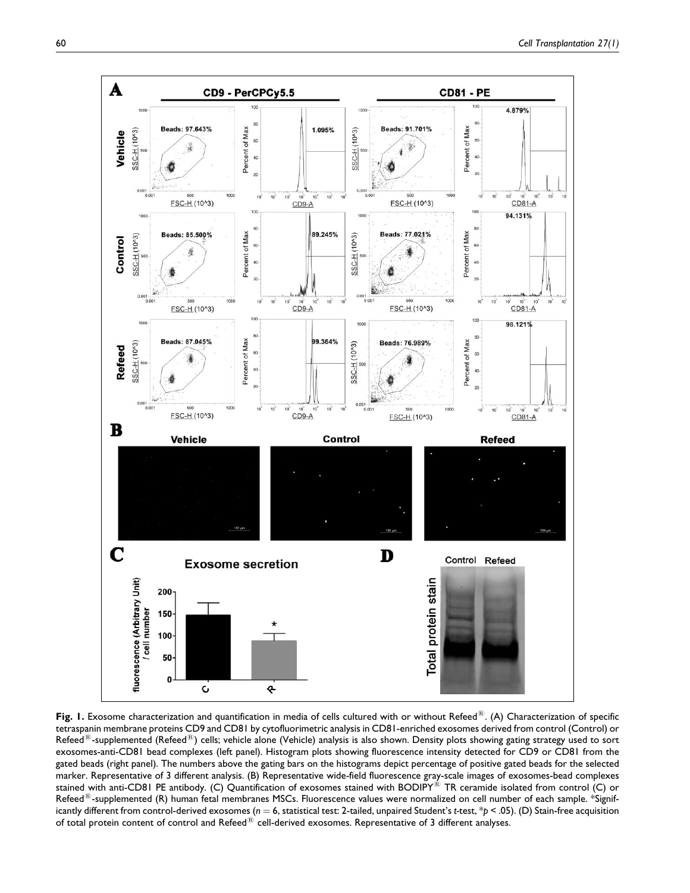**Fig. 1.** Exosome characterization and quantification in media of cells cultured with or without Refeed®. (A) Characterization of specific tetraspanin membrane proteins CD9 and CD81 by cytofluorimetric analysis in CD81-enriched exosomes derived from control (Control) or Refeed®-supplemented (Refeed®) cells; vehicle alone (Vehicle) analysis is also shown. Density plots showing gating strategy used to sort exosomes-anti-CD81 bead complexes (left panel). Histogram plots showing fluorescence intensity detected for CD9 or CD81 from the gated beads (right panel). The numbers above the gating bars on the histograms depict percentage of positive gated beads for the selected marker. Representative of 3 different analysis. (B) Representative wide-field fluorescence gray-scale images of exosomes-bead complexes stained with anti-CD81 PE antibody. (C) Quantification of exosomes stained with BODIPY® TR ceramide isolated from control (C) or Refeed®-supplemented (R) human fetal membranes MSCs. Fluorescence values were normalized on cell number of each sample. *Significantly different from control-derived exosomes ($n = 6$, statistical test: 2-tailed, unpaired Student's $t$-test, *$p < .05$). (D) Stain-free acquisition of total protein content of control and Refeed® cell-derived exosomes. Representative of 3 different analyses.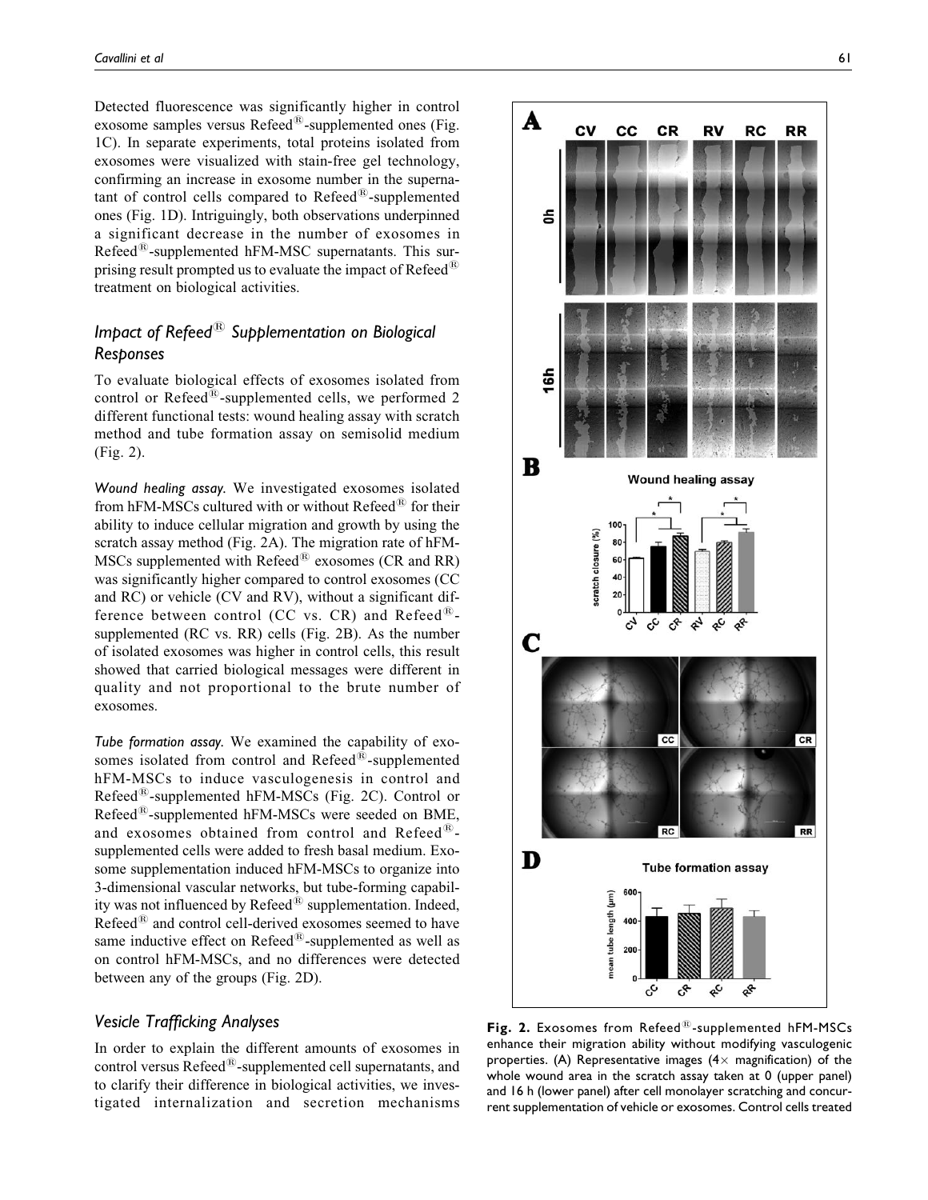Detected fluorescence was significantly higher in control exosome samples versus Refeed®-supplemented ones (Fig. 1C). In separate experiments, total proteins isolated from exosomes were visualized with stain-free gel technology, confirming an increase in exosome number in the supernatant of control cells compared to Refeed®-supplemented ones (Fig. 1D). Intriguingly, both observations underpinned a significant decrease in the number of exosomes in Refeed®-supplemented hFM-MSC supernatants. This surprising result prompted us to evaluate the impact of Refeed® treatment on biological activities.

## Impact of Refeed® Supplementation on Biological Responses

To evaluate biological effects of exosomes isolated from control or Refeed®-supplemented cells, we performed 2 different functional tests: wound healing assay with scratch method and tube formation assay on semisolid medium (Fig. 2).

*Wound healing assay.* We investigated exosomes isolated from hFM-MSCs cultured with or without Refeed® for their ability to induce cellular migration and growth by using the scratch assay method (Fig. 2A). The migration rate of hFM-MSCs supplemented with Refeed® exosomes (CR and RR) was significantly higher compared to control exosomes (CC and RC) or vehicle (CV and RV), without a significant difference between control (CC vs. CR) and Refeed®-supplemented (RC vs. RR) cells (Fig. 2B). As the number of isolated exosomes was higher in control cells, this result showed that carried biological messages were different in quality and not proportional to the brute number of exosomes.

*Tube formation assay.* We examined the capability of exosomes isolated from control and Refeed®-supplemented hFM-MSCs to induce vasculogenesis in control and Refeed®-supplemented hFM-MSCs (Fig. 2C). Control or Refeed®-supplemented hFM-MSCs were seeded on BME, and exosomes obtained from control and Refeed®-supplemented cells were added to fresh basal medium. Exosome supplementation induced hFM-MSCs to organize into 3-dimensional vascular networks, but tube-forming capability was not influenced by Refeed® supplementation. Indeed, Refeed® and control cell-derived exosomes seemed to have same inductive effect on Refeed®-supplemented as well as on control hFM-MSCs, and no differences were detected between any of the groups (Fig. 2D).

## Vesicle Trafficking Analyses

In order to explain the different amounts of exosomes in control versus Refeed®-supplemented cell supernatants, and to clarify their difference in biological activities, we investigated internalization and secretion mechanisms

**Fig. 2.** Exosomes from Refeed®-supplemented hFM-MSCs enhance their migration ability without modifying vasculogenic properties. (A) Representative images (4× magnification) of the whole wound area in the scratch assay taken at 0 (upper panel) and 16 h (lower panel) after cell monolayer scratching and concurrent supplementation of vehicle or exosomes. Control cells treated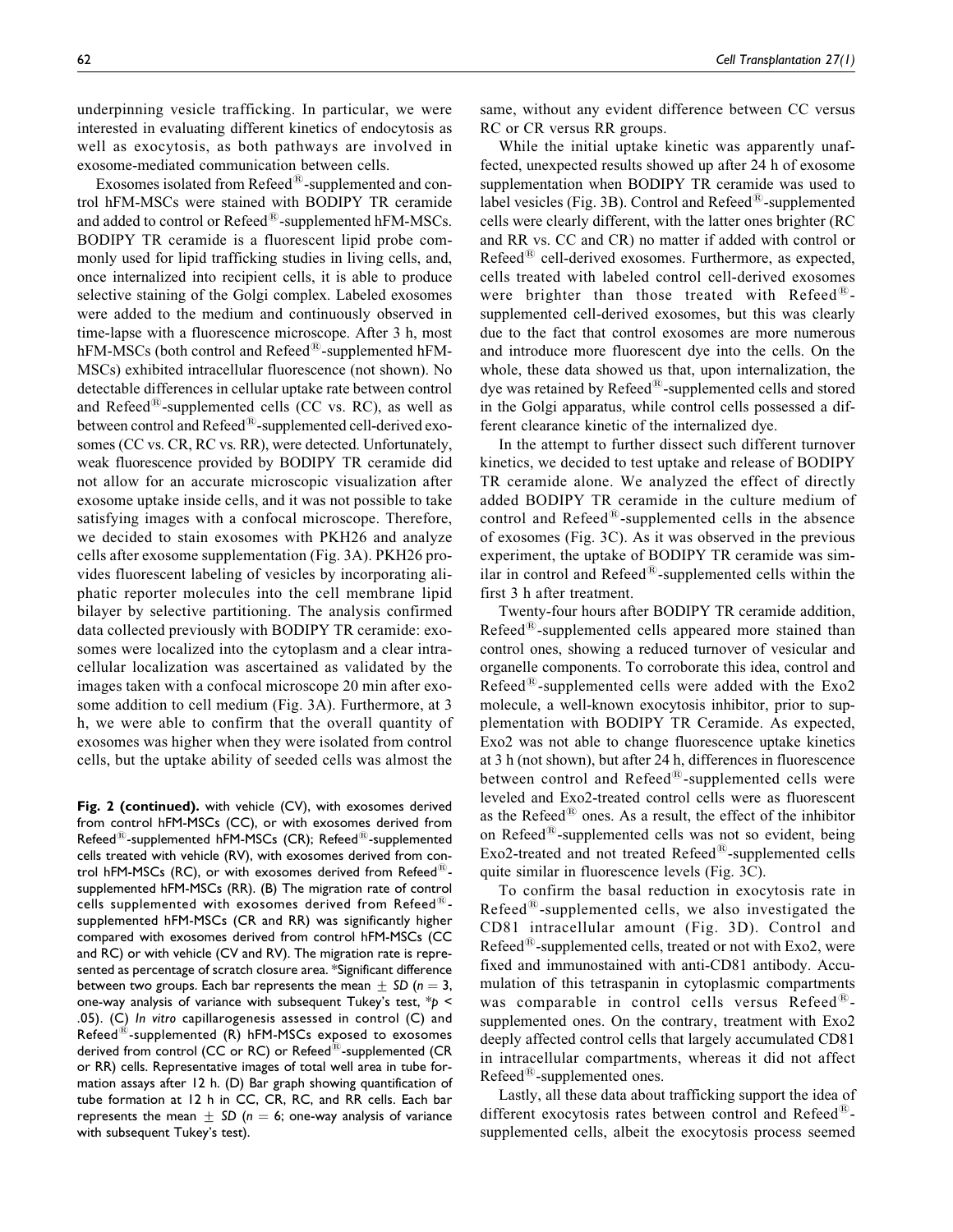underpinning vesicle trafficking. In particular, we were interested in evaluating different kinetics of endocytosis as well as exocytosis, as both pathways are involved in exosome-mediated communication between cells.

Exosomes isolated from Refeed®-supplemented and control hFM-MSCs were stained with BODIPY TR ceramide and added to control or Refeed®-supplemented hFM-MSCs. BODIPY TR ceramide is a fluorescent lipid probe commonly used for lipid trafficking studies in living cells, and, once internalized into recipient cells, it is able to produce selective staining of the Golgi complex. Labeled exosomes were added to the medium and continuously observed in time-lapse with a fluorescence microscope. After 3 h, most hFM-MSCs (both control and Refeed®-supplemented hFM-MSCs) exhibited intracellular fluorescence (not shown). No detectable differences in cellular uptake rate between control and Refeed®-supplemented cells (CC vs. RC), as well as between control and Refeed®-supplemented cell-derived exosomes (CC vs. CR, RC vs. RR), were detected. Unfortunately, weak fluorescence provided by BODIPY TR ceramide did not allow for an accurate microscopic visualization after exosome uptake inside cells, and it was not possible to take satisfying images with a confocal microscope. Therefore, we decided to stain exosomes with PKH26 and analyze cells after exosome supplementation (Fig. 3A). PKH26 provides fluorescent labeling of vesicles by incorporating aliphatic reporter molecules into the cell membrane lipid bilayer by selective partitioning. The analysis confirmed data collected previously with BODIPY TR ceramide: exosomes were localized into the cytoplasm and a clear intracellular localization was ascertained as validated by the images taken with a confocal microscope 20 min after exosome addition to cell medium (Fig. 3A). Furthermore, at 3 h, we were able to confirm that the overall quantity of exosomes was higher when they were isolated from control cells, but the uptake ability of seeded cells was almost the same, without any evident difference between CC versus RC or CR versus RR groups.

While the initial uptake kinetic was apparently unaffected, unexpected results showed up after 24 h of exosome supplementation when BODIPY TR ceramide was used to label vesicles (Fig. 3B). Control and Refeed®-supplemented cells were clearly different, with the latter ones brighter (RC and RR vs. CC and CR) no matter if added with control or Refeed® cell-derived exosomes. Furthermore, as expected, cells treated with labeled control cell-derived exosomes were brighter than those treated with Refeed®-supplemented cell-derived exosomes, but this was clearly due to the fact that control exosomes are more numerous and introduce more fluorescent dye into the cells. On the whole, these data showed us that, upon internalization, the dye was retained by Refeed®-supplemented cells and stored in the Golgi apparatus, while control cells possessed a different clearance kinetic of the internalized dye.

In the attempt to further dissect such different turnover kinetics, we decided to test uptake and release of BODIPY TR ceramide alone. We analyzed the effect of directly added BODIPY TR ceramide in the culture medium of control and Refeed®-supplemented cells in the absence of exosomes (Fig. 3C). As it was observed in the previous experiment, the uptake of BODIPY TR ceramide was similar in control and Refeed®-supplemented cells within the first 3 h after treatment.

Twenty-four hours after BODIPY TR ceramide addition, Refeed®-supplemented cells appeared more stained than control ones, showing a reduced turnover of vesicular and organelle components. To corroborate this idea, control and Refeed®-supplemented cells were added with the Exo2 molecule, a well-known exocytosis inhibitor, prior to supplementation with BODIPY TR Ceramide. As expected, Exo2 was not able to change fluorescence uptake kinetics at 3 h (not shown), but after 24 h, differences in fluorescence between control and Refeed®-supplemented cells were leveled and Exo2-treated control cells were as fluorescent as the Refeed® ones. As a result, the effect of the inhibitor on Refeed®-supplemented cells was not so evident, being Exo2-treated and not treated Refeed®-supplemented cells quite similar in fluorescence levels (Fig. 3C).

To confirm the basal reduction in exocytosis rate in Refeed®-supplemented cells, we also investigated the CD81 intracellular amount (Fig. 3D). Control and Refeed®-supplemented cells, treated or not with Exo2, were fixed and immunostained with anti-CD81 antibody. Accumulation of this tetraspanin in cytoplasmic compartments was comparable in control cells versus Refeed®-supplemented ones. On the contrary, treatment with Exo2 deeply affected control cells that largely accumulated CD81 in intracellular compartments, whereas it did not affect Refeed®-supplemented ones.

Lastly, all these data about trafficking support the idea of different exocytosis rates between control and Refeed®-supplemented cells, albeit the exocytosis process seemed

**Fig. 2 (continued).** with vehicle (CV), with exosomes derived from control hFM-MSCs (CC), or with exosomes derived from Refeed®-supplemented hFM-MSCs (CR); Refeed®-supplemented cells treated with vehicle (RV), with exosomes derived from control hFM-MSCs (RC), or with exosomes derived from Refeed®-supplemented hFM-MSCs (RR). (B) The migration rate of control cells supplemented with exosomes derived from Refeed®-supplemented hFM-MSCs (CR and RR) was significantly higher compared with exosomes derived from control hFM-MSCs (CC and RC) or with vehicle (CV and RV). The migration rate is represented as percentage of scratch closure area. *Significant difference between two groups. Each bar represents the mean $\pm$ *SD* ($n = 3$, one-way analysis of variance with subsequent Tukey's test, *$p < .05$). (C) *In vitro* capillarogenesis assessed in control (C) and Refeed®-supplemented (R) hFM-MSCs exposed to exosomes derived from control (CC or RC) or Refeed®-supplemented (CR or RR) cells. Representative images of total well area in tube formation assays after 12 h. (D) Bar graph showing quantification of tube formation at 12 h in CC, CR, RC, and RR cells. Each bar represents the mean $\pm$ *SD* ($n = 6$; one-way analysis of variance with subsequent Tukey's test).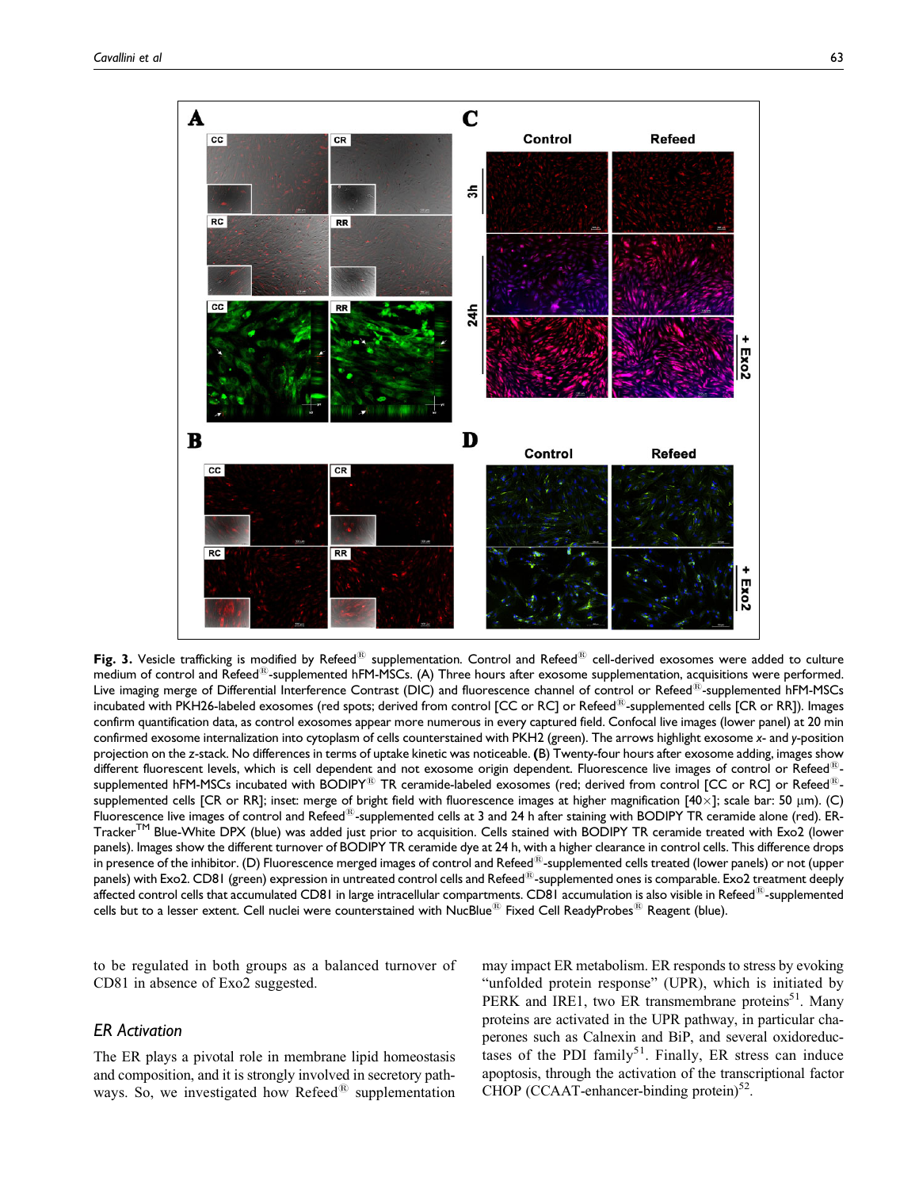**Fig. 3.** Vesicle trafficking is modified by Refeed® supplementation. Control and Refeed® cell-derived exosomes were added to culture medium of control and Refeed®-supplemented hFM-MSCs. (A) Three hours after exosome supplementation, acquisitions were performed. Live imaging merge of Differential Interference Contrast (DIC) and fluorescence channel of control or Refeed®-supplemented hFM-MSCs incubated with PKH26-labeled exosomes (red spots; derived from control [CC or RC] or Refeed®-supplemented cells [CR or RR]). Images confirm quantification data, as control exosomes appear more numerous in every captured field. Confocal live images (lower panel) at 20 min confirmed exosome internalization into cytoplasm of cells counterstained with PKH2 (green). The arrows highlight exosome *x*- and *y*-position projection on the *z*-stack. No differences in terms of uptake kinetic was noticeable. **(**B) Twenty-four hours after exosome adding, images show different fluorescent levels, which is cell dependent and not exosome origin dependent. Fluorescence live images of control or Refeed®-supplemented hFM-MSCs incubated with BODIPY® TR ceramide-labeled exosomes (red; derived from control [CC or RC] or Refeed®-supplemented cells [CR or RR]; inset: merge of bright field with fluorescence images at higher magnification [40×]; scale bar: 50 μm). (C) Fluorescence live images of control and Refeed®-supplemented cells at 3 and 24 h after staining with BODIPY TR ceramide alone (red). ER-Tracker™ Blue-White DPX (blue) was added just prior to acquisition. Cells stained with BODIPY TR ceramide treated with Exo2 (lower panels). Images show the different turnover of BODIPY TR ceramide dye at 24 h, with a higher clearance in control cells. This difference drops in presence of the inhibitor. (D) Fluorescence merged images of control and Refeed®-supplemented cells treated (lower panels) or not (upper panels) with Exo2. CD81 (green) expression in untreated control cells and Refeed®-supplemented ones is comparable. Exo2 treatment deeply affected control cells that accumulated CD81 in large intracellular compartments. CD81 accumulation is also visible in Refeed®-supplemented cells but to a lesser extent. Cell nuclei were counterstained with NucBlue® Fixed Cell ReadyProbes® Reagent (blue).

to be regulated in both groups as a balanced turnover of CD81 in absence of Exo2 suggested.

### *ER Activation*

The ER plays a pivotal role in membrane lipid homeostasis and composition, and it is strongly involved in secretory pathways. So, we investigated how Refeed® supplementation may impact ER metabolism. ER responds to stress by evoking "unfolded protein response" (UPR), which is initiated by PERK and IRE1, two ER transmembrane proteins[51]. Many proteins are activated in the UPR pathway, in particular chaperones such as Calnexin and BiP, and several oxidoreductases of the PDI family[51]. Finally, ER stress can induce apoptosis, through the activation of the transcriptional factor CHOP (CCAAT-enhancer-binding protein)[52].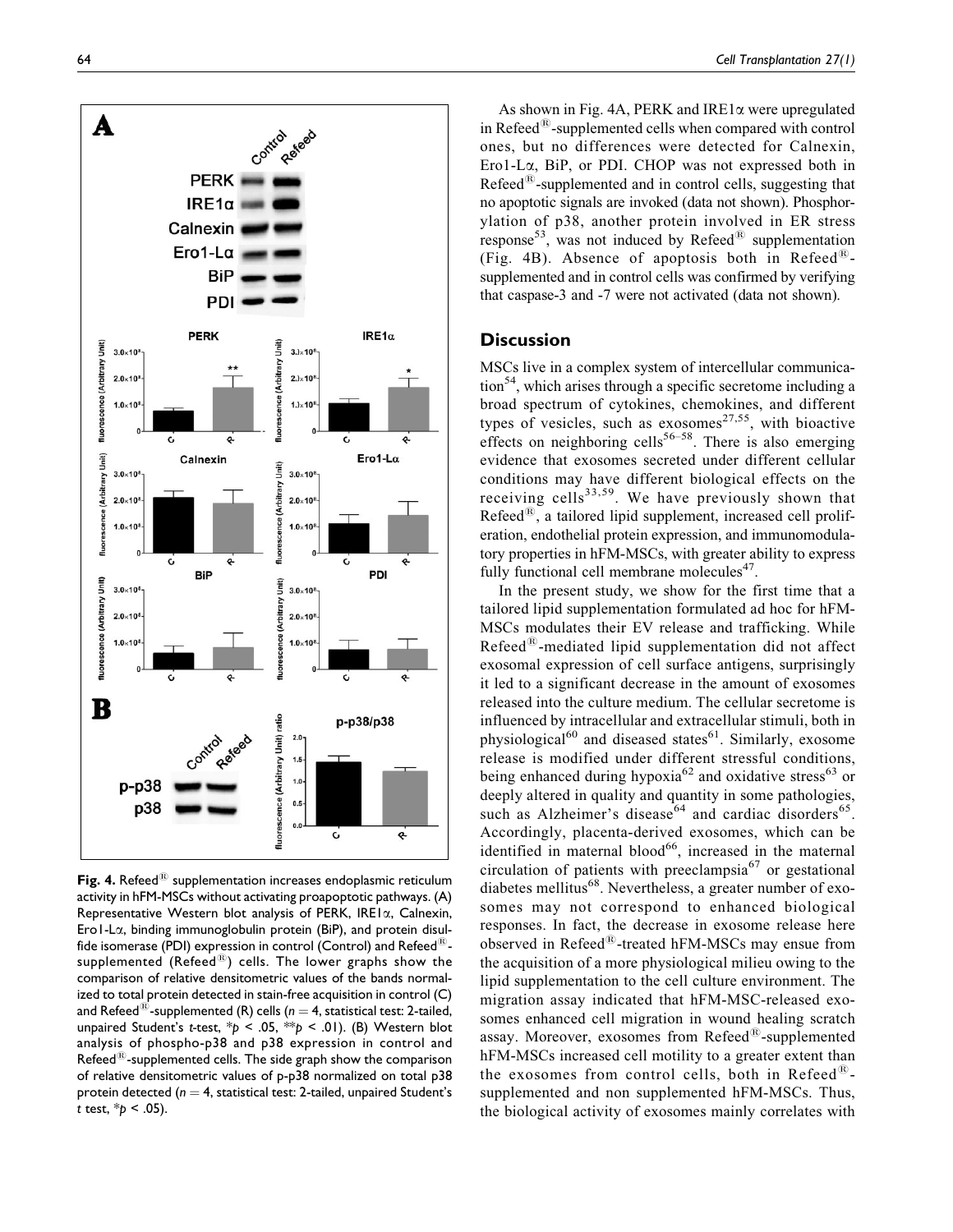**Fig. 4.** Refeed® supplementation increases endoplasmic reticulum activity in hFM-MSCs without activating proapoptotic pathways. (A) Representative Western blot analysis of PERK, IRE1α, Calnexin, Ero1-Lα, binding immunoglobulin protein (BiP), and protein disulfide isomerase (PDI) expression in control (Control) and Refeed®-supplemented (Refeed®) cells. The lower graphs show the comparison of relative densitometric values of the bands normalized to total protein detected in stain-free acquisition in control (C) and Refeed®-supplemented (R) cells ($n = 4$, statistical test: 2-tailed, unpaired Student's *t*-test, \*$p < .05$, \*\*$p < .01$). (B) Western blot analysis of phospho-p38 and p38 expression in control and Refeed®-supplemented cells. The side graph show the comparison of relative densitometric values of p-p38 normalized on total p38 protein detected ($n = 4$, statistical test: 2-tailed, unpaired Student's *t* test, \*$p < .05$).

As shown in Fig. 4A, PERK and IRE1α were upregulated in Refeed®-supplemented cells when compared with control ones, but no differences were detected for Calnexin, Ero1-Lα, BiP, or PDI. CHOP was not expressed both in Refeed®-supplemented and in control cells, suggesting that no apoptotic signals are invoked (data not shown). Phosphorylation of p38, another protein involved in ER stress response[53], was not induced by Refeed® supplementation (Fig. 4B). Absence of apoptosis both in Refeed®-supplemented and in control cells was confirmed by verifying that caspase-3 and -7 were not activated (data not shown).

## Discussion

MSCs live in a complex system of intercellular communication[54], which arises through a specific secretome including a broad spectrum of cytokines, chemokines, and different types of vesicles, such as exosomes[27,55], with bioactive effects on neighboring cells[56–58]. There is also emerging evidence that exosomes secreted under different cellular conditions may have different biological effects on the receiving cells[33,59]. We have previously shown that Refeed®, a tailored lipid supplement, increased cell proliferation, endothelial protein expression, and immunomodulatory properties in hFM-MSCs, with greater ability to express fully functional cell membrane molecules[47].

In the present study, we show for the first time that a tailored lipid supplementation formulated ad hoc for hFM-MSCs modulates their EV release and trafficking. While Refeed®-mediated lipid supplementation did not affect exosomal expression of cell surface antigens, surprisingly it led to a significant decrease in the amount of exosomes released into the culture medium. The cellular secretome is influenced by intracellular and extracellular stimuli, both in physiological[60] and diseased states[61]. Similarly, exosome release is modified under different stressful conditions, being enhanced during hypoxia[62] and oxidative stress[63] or deeply altered in quality and quantity in some pathologies, such as Alzheimer's disease[64] and cardiac disorders[65]. Accordingly, placenta-derived exosomes, which can be identified in maternal blood[66], increased in the maternal circulation of patients with preeclampsia[67] or gestational diabetes mellitus[68]. Nevertheless, a greater number of exosomes may not correspond to enhanced biological responses. In fact, the decrease in exosome release here observed in Refeed®-treated hFM-MSCs may ensue from the acquisition of a more physiological milieu owing to the lipid supplementation to the cell culture environment. The migration assay indicated that hFM-MSC-released exosomes enhanced cell migration in wound healing scratch assay. Moreover, exosomes from Refeed®-supplemented hFM-MSCs increased cell motility to a greater extent than the exosomes from control cells, both in Refeed®-supplemented and non supplemented hFM-MSCs. Thus, the biological activity of exosomes mainly correlates with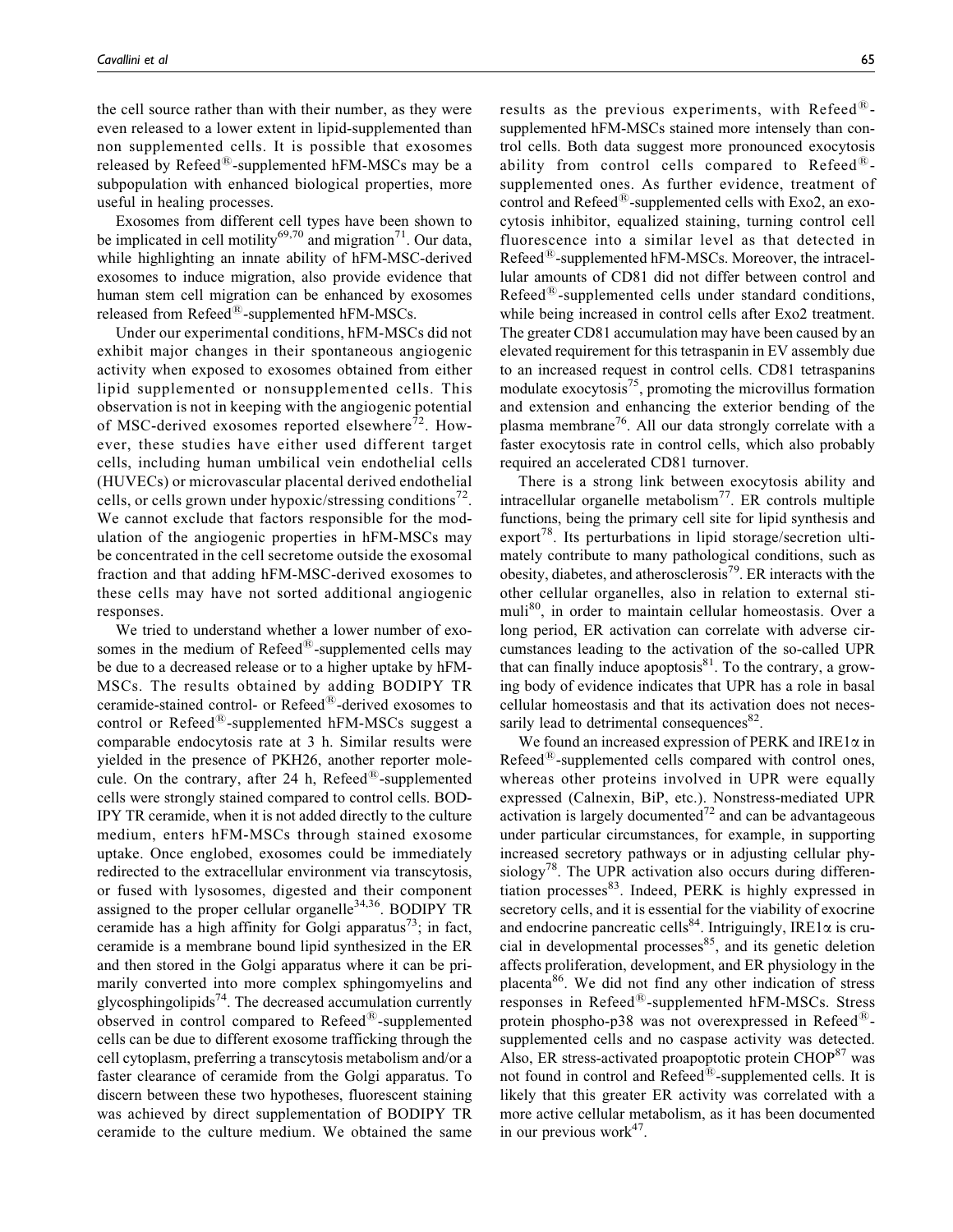the cell source rather than with their number, as they were even released to a lower extent in lipid-supplemented than non supplemented cells. It is possible that exosomes released by Refeed®-supplemented hFM-MSCs may be a subpopulation with enhanced biological properties, more useful in healing processes.

Exosomes from different cell types have been shown to be implicated in cell motility[69,70] and migration[71]. Our data, while highlighting an innate ability of hFM-MSC-derived exosomes to induce migration, also provide evidence that human stem cell migration can be enhanced by exosomes released from Refeed®-supplemented hFM-MSCs.

Under our experimental conditions, hFM-MSCs did not exhibit major changes in their spontaneous angiogenic activity when exposed to exosomes obtained from either lipid supplemented or nonsupplemented cells. This observation is not in keeping with the angiogenic potential of MSC-derived exosomes reported elsewhere[72]. However, these studies have either used different target cells, including human umbilical vein endothelial cells (HUVECs) or microvascular placental derived endothelial cells, or cells grown under hypoxic/stressing conditions[72]. We cannot exclude that factors responsible for the modulation of the angiogenic properties in hFM-MSCs may be concentrated in the cell secretome outside the exosomal fraction and that adding hFM-MSC-derived exosomes to these cells may have not sorted additional angiogenic responses.

We tried to understand whether a lower number of exosomes in the medium of Refeed®-supplemented cells may be due to a decreased release or to a higher uptake by hFM-MSCs. The results obtained by adding BODIPY TR ceramide-stained control- or Refeed®-derived exosomes to control or Refeed®-supplemented hFM-MSCs suggest a comparable endocytosis rate at 3 h. Similar results were yielded in the presence of PKH26, another reporter molecule. On the contrary, after 24 h, Refeed®-supplemented cells were strongly stained compared to control cells. BODIPY TR ceramide, when it is not added directly to the culture medium, enters hFM-MSCs through stained exosome uptake. Once englobed, exosomes could be immediately redirected to the extracellular environment via transcytosis, or fused with lysosomes, digested and their component assigned to the proper cellular organelle[34,36]. BODIPY TR ceramide has a high affinity for Golgi apparatus[73]; in fact, ceramide is a membrane bound lipid synthesized in the ER and then stored in the Golgi apparatus where it can be primarily converted into more complex sphingomyelins and glycosphingolipids[74]. The decreased accumulation currently observed in control compared to Refeed®-supplemented cells can be due to different exosome trafficking through the cell cytoplasm, preferring a transcytosis metabolism and/or a faster clearance of ceramide from the Golgi apparatus. To discern between these two hypotheses, fluorescent staining was achieved by direct supplementation of BODIPY TR ceramide to the culture medium. We obtained the same results as the previous experiments, with Refeed®-supplemented hFM-MSCs stained more intensely than control cells. Both data suggest more pronounced exocytosis ability from control cells compared to Refeed®-supplemented ones. As further evidence, treatment of control and Refeed®-supplemented cells with Exo2, an exocytosis inhibitor, equalized staining, turning control cell fluorescence into a similar level as that detected in Refeed®-supplemented hFM-MSCs. Moreover, the intracellular amounts of CD81 did not differ between control and Refeed®-supplemented cells under standard conditions, while being increased in control cells after Exo2 treatment. The greater CD81 accumulation may have been caused by an elevated requirement for this tetraspanin in EV assembly due to an increased request in control cells. CD81 tetraspanins modulate exocytosis[75], promoting the microvillus formation and extension and enhancing the exterior bending of the plasma membrane[76]. All our data strongly correlate with a faster exocytosis rate in control cells, which also probably required an accelerated CD81 turnover.

There is a strong link between exocytosis ability and intracellular organelle metabolism[77]. ER controls multiple functions, being the primary cell site for lipid synthesis and export[78]. Its perturbations in lipid storage/secretion ultimately contribute to many pathological conditions, such as obesity, diabetes, and atherosclerosis[79]. ER interacts with the other cellular organelles, also in relation to external stimuli[80], in order to maintain cellular homeostasis. Over a long period, ER activation can correlate with adverse circumstances leading to the activation of the so-called UPR that can finally induce apoptosis[81]. To the contrary, a growing body of evidence indicates that UPR has a role in basal cellular homeostasis and that its activation does not necessarily lead to detrimental consequences[82].

We found an increased expression of PERK and IRE1$\alpha$ in Refeed®-supplemented cells compared with control ones, whereas other proteins involved in UPR were equally expressed (Calnexin, BiP, etc.). Nonstress-mediated UPR activation is largely documented[72] and can be advantageous under particular circumstances, for example, in supporting increased secretory pathways or in adjusting cellular physiology[78]. The UPR activation also occurs during differentiation processes[83]. Indeed, PERK is highly expressed in secretory cells, and it is essential for the viability of exocrine and endocrine pancreatic cells[84]. Intriguingly, IRE1$\alpha$ is crucial in developmental processes[85], and its genetic deletion affects proliferation, development, and ER physiology in the placenta[86]. We did not find any other indication of stress responses in Refeed®-supplemented hFM-MSCs. Stress protein phospho-p38 was not overexpressed in Refeed®-supplemented cells and no caspase activity was detected. Also, ER stress-activated proapoptotic protein CHOP[87] was not found in control and Refeed®-supplemented cells. It is likely that this greater ER activity was correlated with a more active cellular metabolism, as it has been documented in our previous work[47].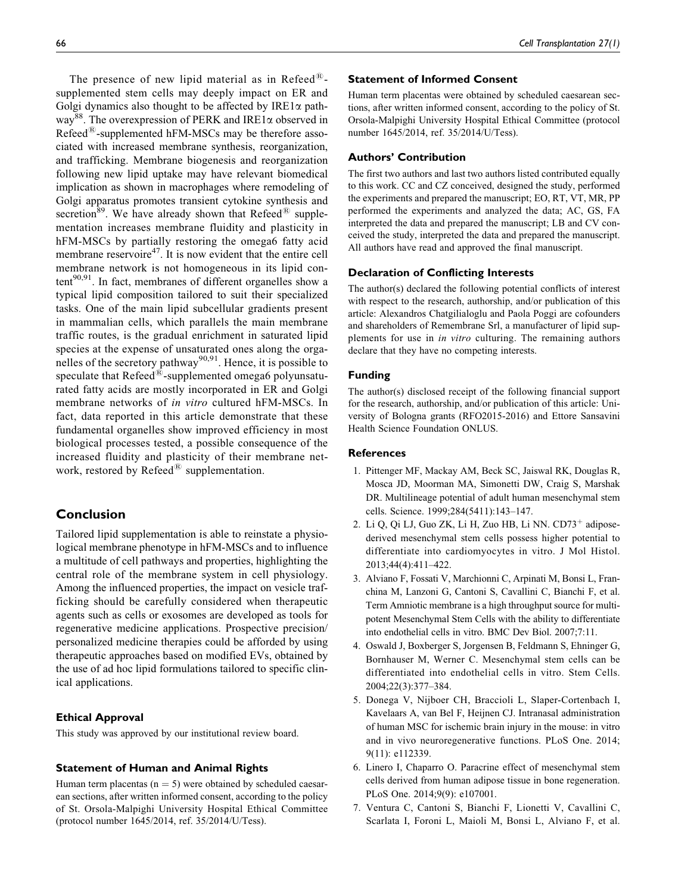The presence of new lipid material as in Refeed®-supplemented stem cells may deeply impact on ER and Golgi dynamics also thought to be affected by IRE1α pathway[88]. The overexpression of PERK and IRE1α observed in Refeed®-supplemented hFM-MSCs may be therefore associated with increased membrane synthesis, reorganization, and trafficking. Membrane biogenesis and reorganization following new lipid uptake may have relevant biomedical implication as shown in macrophages where remodeling of Golgi apparatus promotes transient cytokine synthesis and secretion[89]. We have already shown that Refeed® supplementation increases membrane fluidity and plasticity in hFM-MSCs by partially restoring the omega6 fatty acid membrane reservoire[47]. It is now evident that the entire cell membrane network is not homogeneous in its lipid content[90,91]. In fact, membranes of different organelles show a typical lipid composition tailored to suit their specialized tasks. One of the main lipid subcellular gradients present in mammalian cells, which parallels the main membrane traffic routes, is the gradual enrichment in saturated lipid species at the expense of unsaturated ones along the organelles of the secretory pathway[90,91]. Hence, it is possible to speculate that Refeed®-supplemented omega6 polyunsaturated fatty acids are mostly incorporated in ER and Golgi membrane networks of *in vitro* cultured hFM-MSCs. In fact, data reported in this article demonstrate that these fundamental organelles show improved efficiency in most biological processes tested, a possible consequence of the increased fluidity and plasticity of their membrane network, restored by Refeed® supplementation.

## Conclusion

Tailored lipid supplementation is able to reinstate a physiological membrane phenotype in hFM-MSCs and to influence a multitude of cell pathways and properties, highlighting the central role of the membrane system in cell physiology. Among the influenced properties, the impact on vesicle trafficking should be carefully considered when therapeutic agents such as cells or exosomes are developed as tools for regenerative medicine applications. Prospective precision/personalized medicine therapies could be afforded by using therapeutic approaches based on modified EVs, obtained by the use of ad hoc lipid formulations tailored to specific clinical applications.

### Ethical Approval

This study was approved by our institutional review board.

### Statement of Human and Animal Rights

Human term placentas ($n = 5$) were obtained by scheduled caesarean sections, after written informed consent, according to the policy of St. Orsola-Malpighi University Hospital Ethical Committee (protocol number 1645/2014, ref. 35/2014/U/Tess).

### Statement of Informed Consent

Human term placentas were obtained by scheduled caesarean sections, after written informed consent, according to the policy of St. Orsola-Malpighi University Hospital Ethical Committee (protocol number 1645/2014, ref. 35/2014/U/Tess).

### Authors' Contribution

The first two authors and last two authors listed contributed equally to this work. CC and CZ conceived, designed the study, performed the experiments and prepared the manuscript; EO, RT, VT, MR, PP performed the experiments and analyzed the data; AC, GS, FA interpreted the data and prepared the manuscript; LB and CV conceived the study, interpreted the data and prepared the manuscript. All authors have read and approved the final manuscript.

### Declaration of Conflicting Interests

The author(s) declared the following potential conflicts of interest with respect to the research, authorship, and/or publication of this article: Alexandros Chatgilialoglu and Paola Poggi are cofounders and shareholders of Remembrane Srl, a manufacturer of lipid supplements for use in *in vitro* culturing. The remaining authors declare that they have no competing interests.

### Funding

The author(s) disclosed receipt of the following financial support for the research, authorship, and/or publication of this article: University of Bologna grants (RFO2015-2016) and Ettore Sansavini Health Science Foundation ONLUS.

### References

1. Pittenger MF, Mackay AM, Beck SC, Jaiswal RK, Douglas R, Mosca JD, Moorman MA, Simonetti DW, Craig S, Marshak DR. Multilineage potential of adult human mesenchymal stem cells. Science. 1999;284(5411):143–147.
2. Li Q, Qi LJ, Guo ZK, Li H, Zuo HB, Li NN. CD73$^{+}$ adipose-derived mesenchymal stem cells possess higher potential to differentiate into cardiomyocytes in vitro. J Mol Histol. 2013;44(4):411–422.
3. Alviano F, Fossati V, Marchionni C, Arpinati M, Bonsi L, Franchina M, Lanzoni G, Cantoni S, Cavallini C, Bianchi F, et al. Term Amniotic membrane is a high throughput source for multipotent Mesenchymal Stem Cells with the ability to differentiate into endothelial cells in vitro. BMC Dev Biol. 2007;7:11.
4. Oswald J, Boxberger S, Jorgensen B, Feldmann S, Ehninger G, Bornhauser M, Werner C. Mesenchymal stem cells can be differentiated into endothelial cells in vitro. Stem Cells. 2004;22(3):377–384.
5. Donega V, Nijboer CH, Braccioli L, Slaper-Cortenbach I, Kavelaars A, van Bel F, Heijnen CJ. Intranasal administration of human MSC for ischemic brain injury in the mouse: in vitro and in vivo neuroregenerative functions. PLoS One. 2014; 9(11): e112339.
6. Linero I, Chaparro O. Paracrine effect of mesenchymal stem cells derived from human adipose tissue in bone regeneration. PLoS One. 2014;9(9): e107001.
7. Ventura C, Cantoni S, Bianchi F, Lionetti V, Cavallini C, Scarlata I, Foroni L, Maioli M, Bonsi L, Alviano F, et al.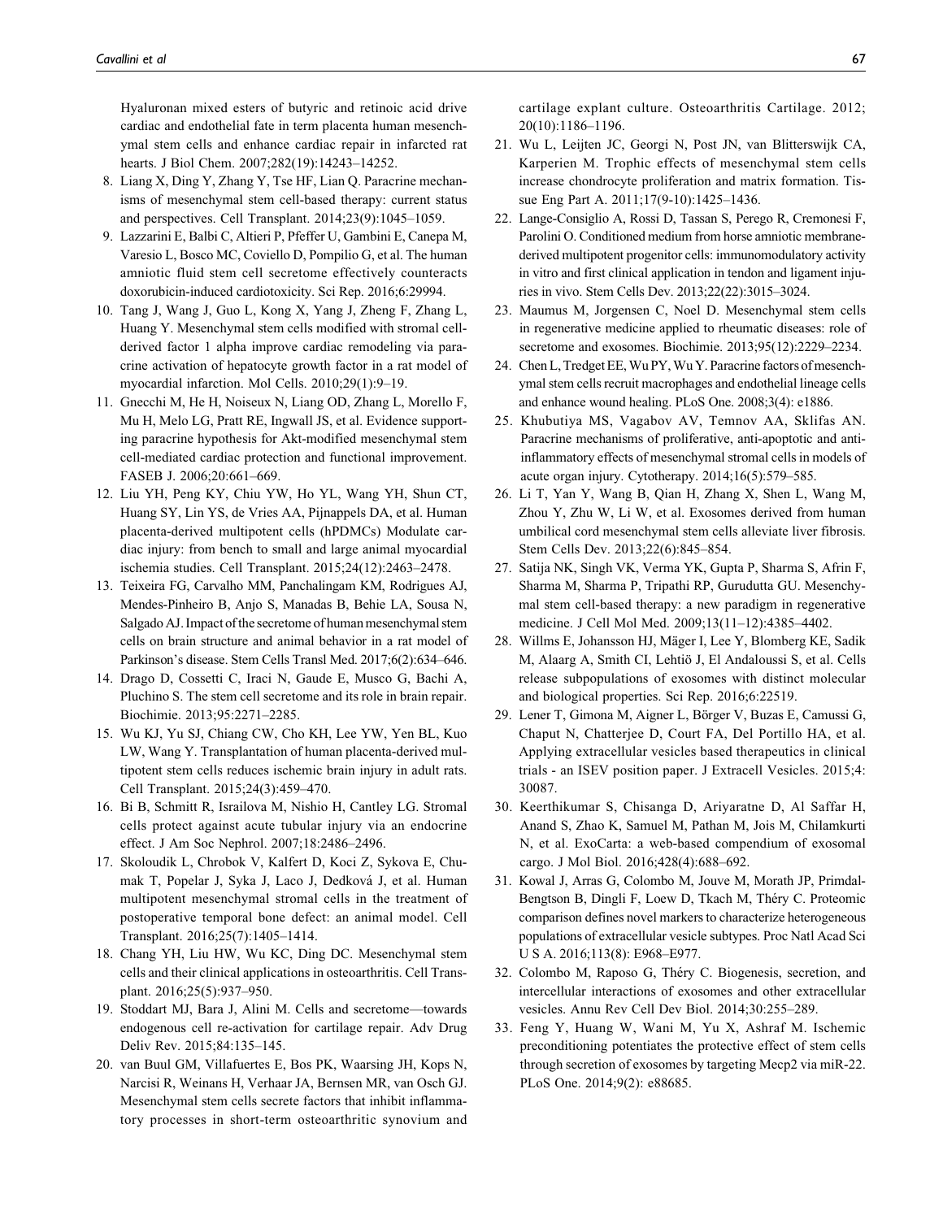Hyaluronan mixed esters of butyric and retinoic acid drive cardiac and endothelial fate in term placenta human mesenchymal stem cells and enhance cardiac repair in infarcted rat hearts. J Biol Chem. 2007;282(19):14243–14252.

8. Liang X, Ding Y, Zhang Y, Tse HF, Lian Q. Paracrine mechanisms of mesenchymal stem cell-based therapy: current status and perspectives. Cell Transplant. 2014;23(9):1045–1059.
9. Lazzarini E, Balbi C, Altieri P, Pfeffer U, Gambini E, Canepa M, Varesio L, Bosco MC, Coviello D, Pompilio G, et al. The human amniotic fluid stem cell secretome effectively counteracts doxorubicin-induced cardiotoxicity. Sci Rep. 2016;6:29994.
10. Tang J, Wang J, Guo L, Kong X, Yang J, Zheng F, Zhang L, Huang Y. Mesenchymal stem cells modified with stromal cell-derived factor 1 alpha improve cardiac remodeling via paracrine activation of hepatocyte growth factor in a rat model of myocardial infarction. Mol Cells. 2010;29(1):9–19.
11. Gnecchi M, He H, Noiseux N, Liang OD, Zhang L, Morello F, Mu H, Melo LG, Pratt RE, Ingwall JS, et al. Evidence supporting paracrine hypothesis for Akt-modified mesenchymal stem cell-mediated cardiac protection and functional improvement. FASEB J. 2006;20:661–669.
12. Liu YH, Peng KY, Chiu YW, Ho YL, Wang YH, Shun CT, Huang SY, Lin YS, de Vries AA, Pijnappels DA, et al. Human placenta-derived multipotent cells (hPDMCs) Modulate cardiac injury: from bench to small and large animal myocardial ischemia studies. Cell Transplant. 2015;24(12):2463–2478.
13. Teixeira FG, Carvalho MM, Panchalingam KM, Rodrigues AJ, Mendes-Pinheiro B, Anjo S, Manadas B, Behie LA, Sousa N, Salgado AJ. Impact of the secretome of human mesenchymal stem cells on brain structure and animal behavior in a rat model of Parkinson's disease. Stem Cells Transl Med. 2017;6(2):634–646.
14. Drago D, Cossetti C, Iraci N, Gaude E, Musco G, Bachi A, Pluchino S. The stem cell secretome and its role in brain repair. Biochimie. 2013;95:2271–2285.
15. Wu KJ, Yu SJ, Chiang CW, Cho KH, Lee YW, Yen BL, Kuo LW, Wang Y. Transplantation of human placenta-derived multipotent stem cells reduces ischemic brain injury in adult rats. Cell Transplant. 2015;24(3):459–470.
16. Bi B, Schmitt R, Israilova M, Nishio H, Cantley LG. Stromal cells protect against acute tubular injury via an endocrine effect. J Am Soc Nephrol. 2007;18:2486–2496.
17. Skoloudik L, Chrobok V, Kalfert D, Koci Z, Sykova E, Chumak T, Popelar J, Syka J, Laco J, Dedková J, et al. Human multipotent mesenchymal stromal cells in the treatment of postoperative temporal bone defect: an animal model. Cell Transplant. 2016;25(7):1405–1414.
18. Chang YH, Liu HW, Wu KC, Ding DC. Mesenchymal stem cells and their clinical applications in osteoarthritis. Cell Transplant. 2016;25(5):937–950.
19. Stoddart MJ, Bara J, Alini M. Cells and secretome—towards endogenous cell re-activation for cartilage repair. Adv Drug Deliv Rev. 2015;84:135–145.
20. van Buul GM, Villafuertes E, Bos PK, Waarsing JH, Kops N, Narcisi R, Weinans H, Verhaar JA, Bernsen MR, van Osch GJ. Mesenchymal stem cells secrete factors that inhibit inflammatory processes in short-term osteoarthritic synovium and cartilage explant culture. Osteoarthritis Cartilage. 2012;20(10):1186–1196.
21. Wu L, Leijten JC, Georgi N, Post JN, van Blitterswijk CA, Karperien M. Trophic effects of mesenchymal stem cells increase chondrocyte proliferation and matrix formation. Tissue Eng Part A. 2011;17(9-10):1425–1436.
22. Lange-Consiglio A, Rossi D, Tassan S, Perego R, Cremonesi F, Parolini O. Conditioned medium from horse amniotic membrane-derived multipotent progenitor cells: immunomodulatory activity in vitro and first clinical application in tendon and ligament injuries in vivo. Stem Cells Dev. 2013;22(22):3015–3024.
23. Maumus M, Jorgensen C, Noel D. Mesenchymal stem cells in regenerative medicine applied to rheumatic diseases: role of secretome and exosomes. Biochimie. 2013;95(12):2229–2234.
24. Chen L, Tredget EE, Wu PY, Wu Y. Paracrine factors of mesenchymal stem cells recruit macrophages and endothelial lineage cells and enhance wound healing. PLoS One. 2008;3(4): e1886.
25. Khubutiya MS, Vagabov AV, Temnov AA, Sklifas AN. Paracrine mechanisms of proliferative, anti-apoptotic and anti-inflammatory effects of mesenchymal stromal cells in models of acute organ injury. Cytotherapy. 2014;16(5):579–585.
26. Li T, Yan Y, Wang B, Qian H, Zhang X, Shen L, Wang M, Zhou Y, Zhu W, Li W, et al. Exosomes derived from human umbilical cord mesenchymal stem cells alleviate liver fibrosis. Stem Cells Dev. 2013;22(6):845–854.
27. Satija NK, Singh VK, Verma YK, Gupta P, Sharma S, Afrin F, Sharma M, Sharma P, Tripathi RP, Gurudutta GU. Mesenchymal stem cell-based therapy: a new paradigm in regenerative medicine. J Cell Mol Med. 2009;13(11–12):4385–4402.
28. Willms E, Johansson HJ, Mäger I, Lee Y, Blomberg KE, Sadik M, Alaarg A, Smith CI, Lehtiö J, El Andaloussi S, et al. Cells release subpopulations of exosomes with distinct molecular and biological properties. Sci Rep. 2016;6:22519.
29. Lener T, Gimona M, Aigner L, Börger V, Buzas E, Camussi G, Chaput N, Chatterjee D, Court FA, Del Portillo HA, et al. Applying extracellular vesicles based therapeutics in clinical trials - an ISEV position paper. J Extracell Vesicles. 2015;4:30087.
30. Keerthikumar S, Chisanga D, Ariyaratne D, Al Saffar H, Anand S, Zhao K, Samuel M, Pathan M, Jois M, Chilamkurti N, et al. ExoCarta: a web-based compendium of exosomal cargo. J Mol Biol. 2016;428(4):688–692.
31. Kowal J, Arras G, Colombo M, Jouve M, Morath JP, Primdal-Bengtson B, Dingli F, Loew D, Tkach M, Théry C. Proteomic comparison defines novel markers to characterize heterogeneous populations of extracellular vesicle subtypes. Proc Natl Acad Sci U S A. 2016;113(8): E968–E977.
32. Colombo M, Raposo G, Théry C. Biogenesis, secretion, and intercellular interactions of exosomes and other extracellular vesicles. Annu Rev Cell Dev Biol. 2014;30:255–289.
33. Feng Y, Huang W, Wani M, Yu X, Ashraf M. Ischemic preconditioning potentiates the protective effect of stem cells through secretion of exosomes by targeting Mecp2 via miR-22. PLoS One. 2014;9(2): e88685.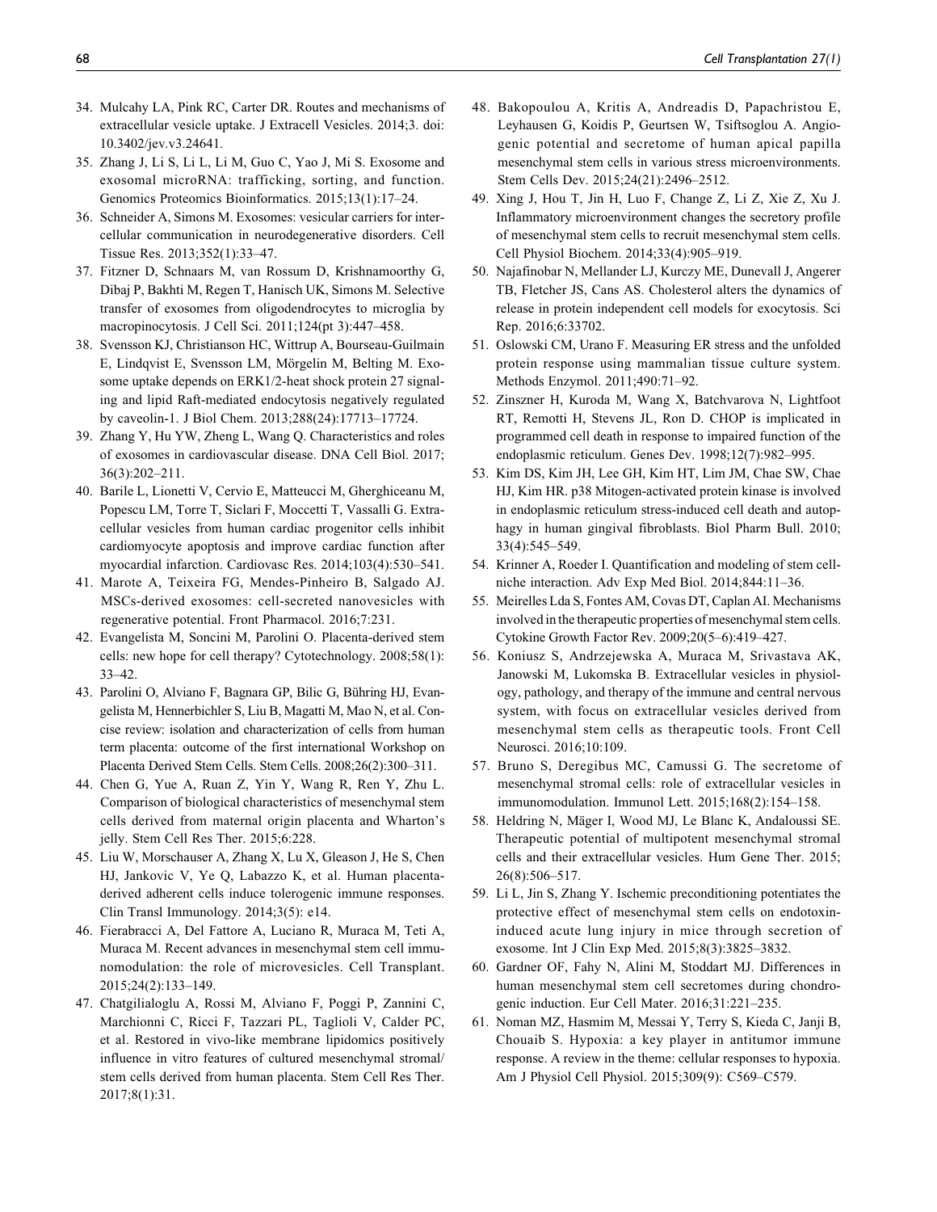34. Mulcahy LA, Pink RC, Carter DR. Routes and mechanisms of extracellular vesicle uptake. J Extracell Vesicles. 2014;3. doi: 10.3402/jev.v3.24641.
35. Zhang J, Li S, Li L, Li M, Guo C, Yao J, Mi S. Exosome and exosomal microRNA: trafficking, sorting, and function. Genomics Proteomics Bioinformatics. 2015;13(1):17–24.
36. Schneider A, Simons M. Exosomes: vesicular carriers for intercellular communication in neurodegenerative disorders. Cell Tissue Res. 2013;352(1):33–47.
37. Fitzner D, Schnaars M, van Rossum D, Krishnamoorthy G, Dibaj P, Bakhti M, Regen T, Hanisch UK, Simons M. Selective transfer of exosomes from oligodendrocytes to microglia by macropinocytosis. J Cell Sci. 2011;124(pt 3):447–458.
38. Svensson KJ, Christianson HC, Wittrup A, Bourseau-Guilmain E, Lindqvist E, Svensson LM, Mörgelin M, Belting M. Exosome uptake depends on ERK1/2-heat shock protein 27 signaling and lipid Raft-mediated endocytosis negatively regulated by caveolin-1. J Biol Chem. 2013;288(24):17713–17724.
39. Zhang Y, Hu YW, Zheng L, Wang Q. Characteristics and roles of exosomes in cardiovascular disease. DNA Cell Biol. 2017; 36(3):202–211.
40. Barile L, Lionetti V, Cervio E, Matteucci M, Gherghiceanu M, Popescu LM, Torre T, Siclari F, Moccetti T, Vassalli G. Extracellular vesicles from human cardiac progenitor cells inhibit cardiomyocyte apoptosis and improve cardiac function after myocardial infarction. Cardiovasc Res. 2014;103(4):530–541.
41. Marote A, Teixeira FG, Mendes-Pinheiro B, Salgado AJ. MSCs-derived exosomes: cell-secreted nanovesicles with regenerative potential. Front Pharmacol. 2016;7:231.
42. Evangelista M, Soncini M, Parolini O. Placenta-derived stem cells: new hope for cell therapy? Cytotechnology. 2008;58(1): 33–42.
43. Parolini O, Alviano F, Bagnara GP, Bilic G, Bühring HJ, Evangelista M, Hennerbichler S, Liu B, Magatti M, Mao N, et al. Concise review: isolation and characterization of cells from human term placenta: outcome of the first international Workshop on Placenta Derived Stem Cells. Stem Cells. 2008;26(2):300–311.
44. Chen G, Yue A, Ruan Z, Yin Y, Wang R, Ren Y, Zhu L. Comparison of biological characteristics of mesenchymal stem cells derived from maternal origin placenta and Wharton's jelly. Stem Cell Res Ther. 2015;6:228.
45. Liu W, Morschauser A, Zhang X, Lu X, Gleason J, He S, Chen HJ, Jankovic V, Ye Q, Labazzo K, et al. Human placenta-derived adherent cells induce tolerogenic immune responses. Clin Transl Immunology. 2014;3(5): e14.
46. Fierabracci A, Del Fattore A, Luciano R, Muraca M, Teti A, Muraca M. Recent advances in mesenchymal stem cell immunomodulation: the role of microvesicles. Cell Transplant. 2015;24(2):133–149.
47. Chatgilialoglu A, Rossi M, Alviano F, Poggi P, Zannini C, Marchionni C, Ricci F, Tazzari PL, Taglioli V, Calder PC, et al. Restored in vivo-like membrane lipidomics positively influence in vitro features of cultured mesenchymal stromal/stem cells derived from human placenta. Stem Cell Res Ther. 2017;8(1):31.
48. Bakopoulou A, Kritis A, Andreadis D, Papachristou E, Leyhausen G, Koidis P, Geurtsen W, Tsiftsoglou A. Angiogenic potential and secretome of human apical papilla mesenchymal stem cells in various stress microenvironments. Stem Cells Dev. 2015;24(21):2496–2512.
49. Xing J, Hou T, Jin H, Luo F, Change Z, Li Z, Xie Z, Xu J. Inflammatory microenvironment changes the secretory profile of mesenchymal stem cells to recruit mesenchymal stem cells. Cell Physiol Biochem. 2014;33(4):905–919.
50. Najafinobar N, Mellander LJ, Kurczy ME, Dunevall J, Angerer TB, Fletcher JS, Cans AS. Cholesterol alters the dynamics of release in protein independent cell models for exocytosis. Sci Rep. 2016;6:33702.
51. Oslowski CM, Urano F. Measuring ER stress and the unfolded protein response using mammalian tissue culture system. Methods Enzymol. 2011;490:71–92.
52. Zinszner H, Kuroda M, Wang X, Batchvarova N, Lightfoot RT, Remotti H, Stevens JL, Ron D. CHOP is implicated in programmed cell death in response to impaired function of the endoplasmic reticulum. Genes Dev. 1998;12(7):982–995.
53. Kim DS, Kim JH, Lee GH, Kim HT, Lim JM, Chae SW, Chae HJ, Kim HR. p38 Mitogen-activated protein kinase is involved in endoplasmic reticulum stress-induced cell death and autophagy in human gingival fibroblasts. Biol Pharm Bull. 2010; 33(4):545–549.
54. Krinner A, Roeder I. Quantification and modeling of stem cell-niche interaction. Adv Exp Med Biol. 2014;844:11–36.
55. Meirelles Lda S, Fontes AM, Covas DT, Caplan AI. Mechanisms involved in the therapeutic properties of mesenchymal stem cells. Cytokine Growth Factor Rev. 2009;20(5–6):419–427.
56. Koniusz S, Andrzejewska A, Muraca M, Srivastava AK, Janowski M, Lukomska B. Extracellular vesicles in physiology, pathology, and therapy of the immune and central nervous system, with focus on extracellular vesicles derived from mesenchymal stem cells as therapeutic tools. Front Cell Neurosci. 2016;10:109.
57. Bruno S, Deregibus MC, Camussi G. The secretome of mesenchymal stromal cells: role of extracellular vesicles in immunomodulation. Immunol Lett. 2015;168(2):154–158.
58. Heldring N, Mäger I, Wood MJ, Le Blanc K, Andaloussi SE. Therapeutic potential of multipotent mesenchymal stromal cells and their extracellular vesicles. Hum Gene Ther. 2015; 26(8):506–517.
59. Li L, Jin S, Zhang Y. Ischemic preconditioning potentiates the protective effect of mesenchymal stem cells on endotoxin-induced acute lung injury in mice through secretion of exosome. Int J Clin Exp Med. 2015;8(3):3825–3832.
60. Gardner OF, Fahy N, Alini M, Stoddart MJ. Differences in human mesenchymal stem cell secretomes during chondrogenic induction. Eur Cell Mater. 2016;31:221–235.
61. Noman MZ, Hasmim M, Messai Y, Terry S, Kieda C, Janji B, Chouaib S. Hypoxia: a key player in antitumor immune response. A review in the theme: cellular responses to hypoxia. Am J Physiol Cell Physiol. 2015;309(9): C569–C579.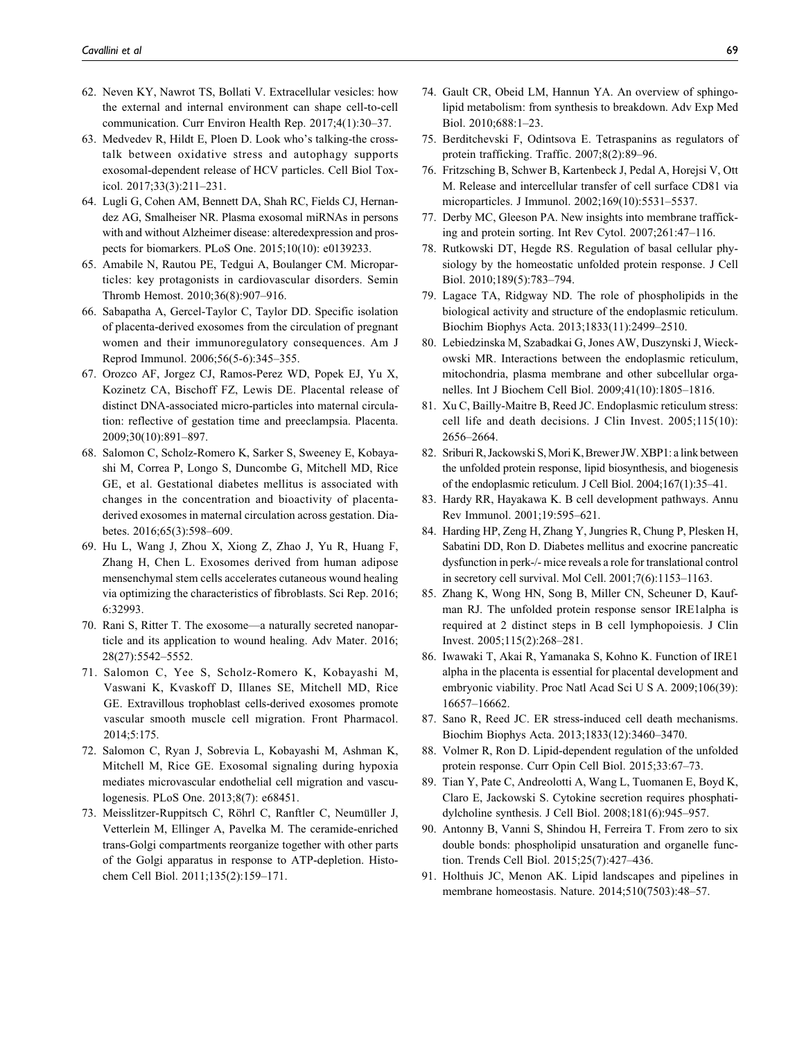62. Neven KY, Nawrot TS, Bollati V. Extracellular vesicles: how the external and internal environment can shape cell-to-cell communication. Curr Environ Health Rep. 2017;4(1):30–37.
63. Medvedev R, Hildt E, Ploen D. Look who's talking-the crosstalk between oxidative stress and autophagy supports exosomal-dependent release of HCV particles. Cell Biol Toxicol. 2017;33(3):211–231.
64. Lugli G, Cohen AM, Bennett DA, Shah RC, Fields CJ, Hernandez AG, Smalheiser NR. Plasma exosomal miRNAs in persons with and without Alzheimer disease: alteredexpression and prospects for biomarkers. PLoS One. 2015;10(10): e0139233.
65. Amabile N, Rautou PE, Tedgui A, Boulanger CM. Microparticles: key protagonists in cardiovascular disorders. Semin Thromb Hemost. 2010;36(8):907–916.
66. Sabapatha A, Gercel-Taylor C, Taylor DD. Specific isolation of placenta-derived exosomes from the circulation of pregnant women and their immunoregulatory consequences. Am J Reprod Immunol. 2006;56(5-6):345–355.
67. Orozco AF, Jorgez CJ, Ramos-Perez WD, Popek EJ, Yu X, Kozinetz CA, Bischoff FZ, Lewis DE. Placental release of distinct DNA-associated micro-particles into maternal circulation: reflective of gestation time and preeclampsia. Placenta. 2009;30(10):891–897.
68. Salomon C, Scholz-Romero K, Sarker S, Sweeney E, Kobayashi M, Correa P, Longo S, Duncombe G, Mitchell MD, Rice GE, et al. Gestational diabetes mellitus is associated with changes in the concentration and bioactivity of placenta-derived exosomes in maternal circulation across gestation. Diabetes. 2016;65(3):598–609.
69. Hu L, Wang J, Zhou X, Xiong Z, Zhao J, Yu R, Huang F, Zhang H, Chen L. Exosomes derived from human adipose mensenchymal stem cells accelerates cutaneous wound healing via optimizing the characteristics of fibroblasts. Sci Rep. 2016; 6:32993.
70. Rani S, Ritter T. The exosome—a naturally secreted nanoparticle and its application to wound healing. Adv Mater. 2016; 28(27):5542–5552.
71. Salomon C, Yee S, Scholz-Romero K, Kobayashi M, Vaswani K, Kvaskoff D, Illanes SE, Mitchell MD, Rice GE. Extravillous trophoblast cells-derived exosomes promote vascular smooth muscle cell migration. Front Pharmacol. 2014;5:175.
72. Salomon C, Ryan J, Sobrevia L, Kobayashi M, Ashman K, Mitchell M, Rice GE. Exosomal signaling during hypoxia mediates microvascular endothelial cell migration and vasculogenesis. PLoS One. 2013;8(7): e68451.
73. Meisslitzer-Ruppitsch C, Röhrl C, Ranftler C, Neumüller J, Vetterlein M, Ellinger A, Pavelka M. The ceramide-enriched trans-Golgi compartments reorganize together with other parts of the Golgi apparatus in response to ATP-depletion. Histochem Cell Biol. 2011;135(2):159–171.
74. Gault CR, Obeid LM, Hannun YA. An overview of sphingolipid metabolism: from synthesis to breakdown. Adv Exp Med Biol. 2010;688:1–23.
75. Berditchevski F, Odintsova E. Tetraspanins as regulators of protein trafficking. Traffic. 2007;8(2):89–96.
76. Fritzsching B, Schwer B, Kartenbeck J, Pedal A, Horejsi V, Ott M. Release and intercellular transfer of cell surface CD81 via microparticles. J Immunol. 2002;169(10):5531–5537.
77. Derby MC, Gleeson PA. New insights into membrane trafficking and protein sorting. Int Rev Cytol. 2007;261:47–116.
78. Rutkowski DT, Hegde RS. Regulation of basal cellular physiology by the homeostatic unfolded protein response. J Cell Biol. 2010;189(5):783–794.
79. Lagace TA, Ridgway ND. The role of phospholipids in the biological activity and structure of the endoplasmic reticulum. Biochim Biophys Acta. 2013;1833(11):2499–2510.
80. Lebiedzinska M, Szabadkai G, Jones AW, Duszynski J, Wieckowski MR. Interactions between the endoplasmic reticulum, mitochondria, plasma membrane and other subcellular organelles. Int J Biochem Cell Biol. 2009;41(10):1805–1816.
81. Xu C, Bailly-Maitre B, Reed JC. Endoplasmic reticulum stress: cell life and death decisions. J Clin Invest. 2005;115(10): 2656–2664.
82. Sriburi R, Jackowski S, Mori K, Brewer JW. XBP1: a link between the unfolded protein response, lipid biosynthesis, and biogenesis of the endoplasmic reticulum. J Cell Biol. 2004;167(1):35–41.
83. Hardy RR, Hayakawa K. B cell development pathways. Annu Rev Immunol. 2001;19:595–621.
84. Harding HP, Zeng H, Zhang Y, Jungries R, Chung P, Plesken H, Sabatini DD, Ron D. Diabetes mellitus and exocrine pancreatic dysfunction in perk-/- mice reveals a role for translational control in secretory cell survival. Mol Cell. 2001;7(6):1153–1163.
85. Zhang K, Wong HN, Song B, Miller CN, Scheuner D, Kaufman RJ. The unfolded protein response sensor IRE1alpha is required at 2 distinct steps in B cell lymphopoiesis. J Clin Invest. 2005;115(2):268–281.
86. Iwawaki T, Akai R, Yamanaka S, Kohno K. Function of IRE1 alpha in the placenta is essential for placental development and embryonic viability. Proc Natl Acad Sci U S A. 2009;106(39): 16657–16662.
87. Sano R, Reed JC. ER stress-induced cell death mechanisms. Biochim Biophys Acta. 2013;1833(12):3460–3470.
88. Volmer R, Ron D. Lipid-dependent regulation of the unfolded protein response. Curr Opin Cell Biol. 2015;33:67–73.
89. Tian Y, Pate C, Andreolotti A, Wang L, Tuomanen E, Boyd K, Claro E, Jackowski S. Cytokine secretion requires phosphatidylcholine synthesis. J Cell Biol. 2008;181(6):945–957.
90. Antonny B, Vanni S, Shindou H, Ferreira T. From zero to six double bonds: phospholipid unsaturation and organelle function. Trends Cell Biol. 2015;25(7):427–436.
91. Holthuis JC, Menon AK. Lipid landscapes and pipelines in membrane homeostasis. Nature. 2014;510(7503):48–57.